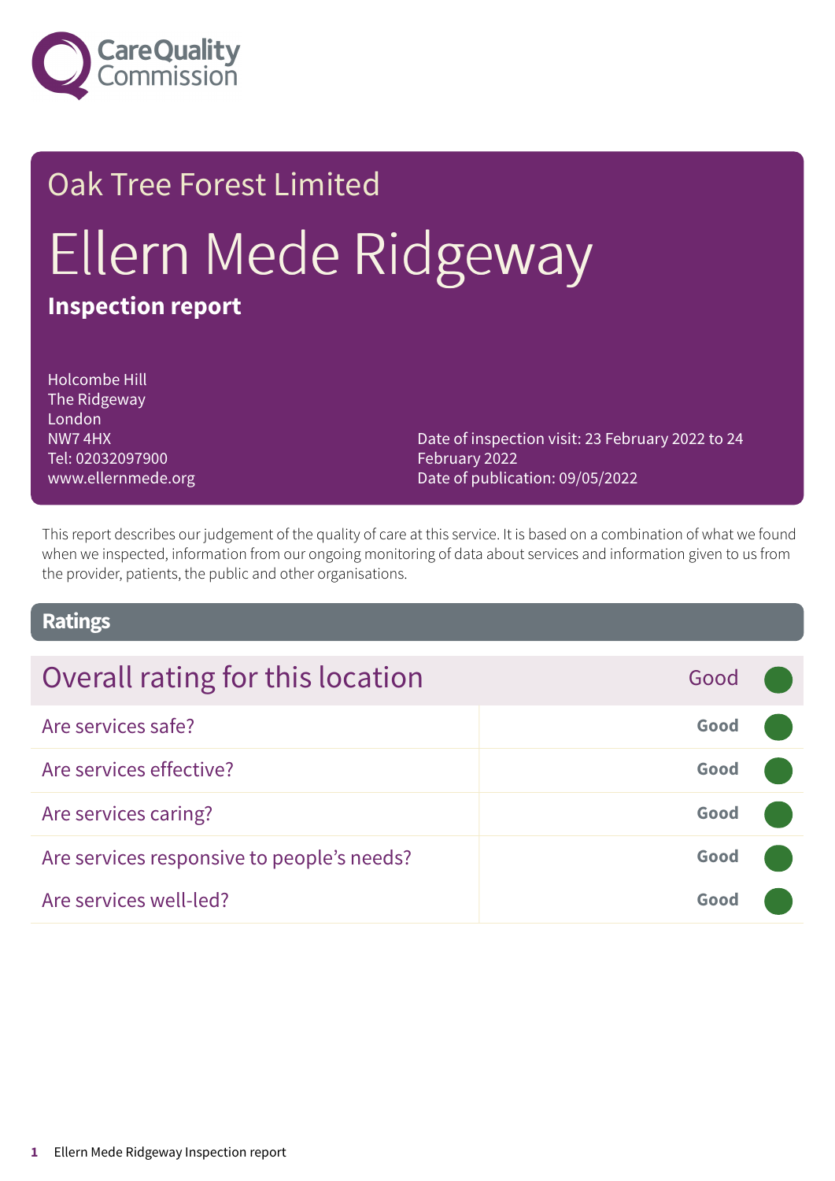Oak Tree Forest Limited

# Ellern Mede Ridgeway

**Inspection report**

Holcombe Hill
The Ridgeway
London
NW7 4HX
Tel: 02032097900
www.ellernmede.org

Date of inspection visit: 23 February 2022 to 24 February 2022
Date of publication: 09/05/2022

This report describes our judgement of the quality of care at this service. It is based on a combination of what we found when we inspected, information from our ongoing monitoring of data about services and information given to us from the provider, patients, the public and other organisations.

## Ratings

| Overall rating for this location | Good |
|---|---|
| Are services safe? | Good |
| Are services effective? | Good |
| Are services caring? | Good |
| Are services responsive to people's needs? | Good |
| Are services well-led? | Good |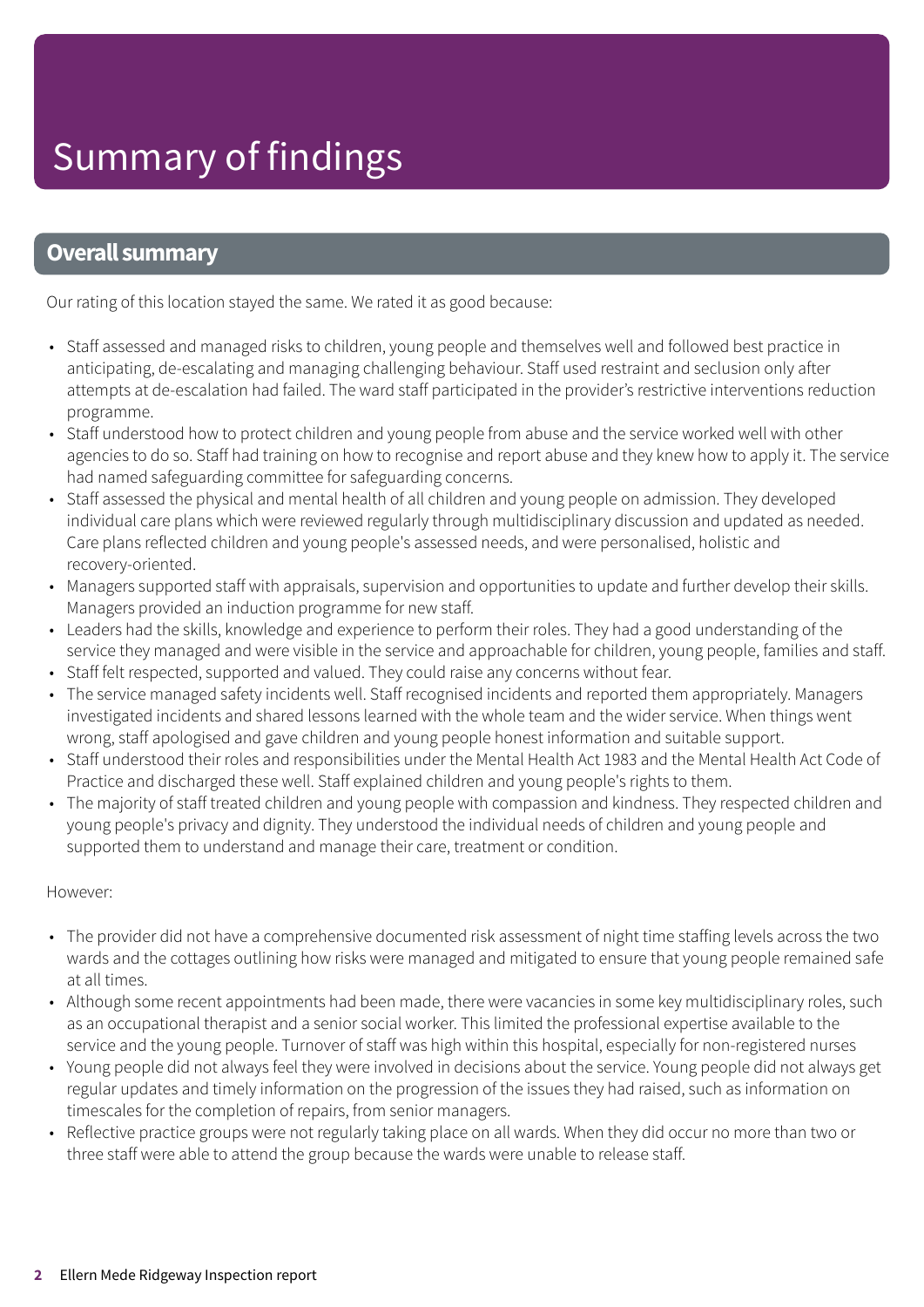# Summary of findings

## Overall summary

Our rating of this location stayed the same. We rated it as good because:

- Staff assessed and managed risks to children, young people and themselves well and followed best practice in anticipating, de-escalating and managing challenging behaviour. Staff used restraint and seclusion only after attempts at de-escalation had failed. The ward staff participated in the provider's restrictive interventions reduction programme.
- Staff understood how to protect children and young people from abuse and the service worked well with other agencies to do so. Staff had training on how to recognise and report abuse and they knew how to apply it. The service had named safeguarding committee for safeguarding concerns.
- Staff assessed the physical and mental health of all children and young people on admission. They developed individual care plans which were reviewed regularly through multidisciplinary discussion and updated as needed. Care plans reflected children and young people's assessed needs, and were personalised, holistic and recovery-oriented.
- Managers supported staff with appraisals, supervision and opportunities to update and further develop their skills. Managers provided an induction programme for new staff.
- Leaders had the skills, knowledge and experience to perform their roles. They had a good understanding of the service they managed and were visible in the service and approachable for children, young people, families and staff.
- Staff felt respected, supported and valued. They could raise any concerns without fear.
- The service managed safety incidents well. Staff recognised incidents and reported them appropriately. Managers investigated incidents and shared lessons learned with the whole team and the wider service. When things went wrong, staff apologised and gave children and young people honest information and suitable support.
- Staff understood their roles and responsibilities under the Mental Health Act 1983 and the Mental Health Act Code of Practice and discharged these well. Staff explained children and young people's rights to them.
- The majority of staff treated children and young people with compassion and kindness. They respected children and young people's privacy and dignity. They understood the individual needs of children and young people and supported them to understand and manage their care, treatment or condition.

However:

- The provider did not have a comprehensive documented risk assessment of night time staffing levels across the two wards and the cottages outlining how risks were managed and mitigated to ensure that young people remained safe at all times.
- Although some recent appointments had been made, there were vacancies in some key multidisciplinary roles, such as an occupational therapist and a senior social worker. This limited the professional expertise available to the service and the young people. Turnover of staff was high within this hospital, especially for non-registered nurses
- Young people did not always feel they were involved in decisions about the service. Young people did not always get regular updates and timely information on the progression of the issues they had raised, such as information on timescales for the completion of repairs, from senior managers.
- Reflective practice groups were not regularly taking place on all wards. When they did occur no more than two or three staff were able to attend the group because the wards were unable to release staff.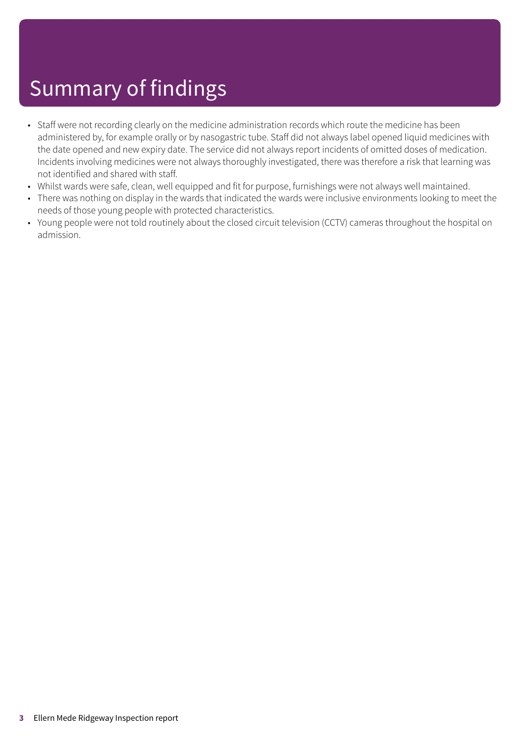# Summary of findings

- Staff were not recording clearly on the medicine administration records which route the medicine has been administered by, for example orally or by nasogastric tube. Staff did not always label opened liquid medicines with the date opened and new expiry date. The service did not always report incidents of omitted doses of medication. Incidents involving medicines were not always thoroughly investigated, there was therefore a risk that learning was not identified and shared with staff.
- Whilst wards were safe, clean, well equipped and fit for purpose, furnishings were not always well maintained.
- There was nothing on display in the wards that indicated the wards were inclusive environments looking to meet the needs of those young people with protected characteristics.
- Young people were not told routinely about the closed circuit television (CCTV) cameras throughout the hospital on admission.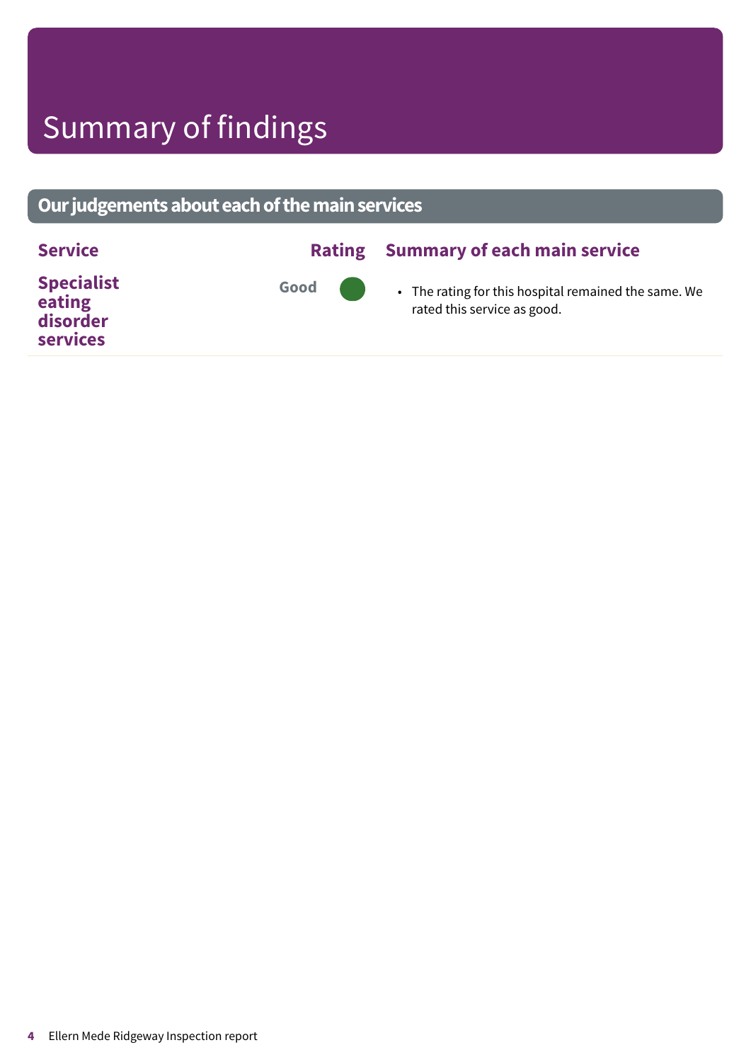# Summary of findings

## Our judgements about each of the main services

| Service | Rating | Summary of each main service |
| --- | --- | --- |
| **Specialist eating disorder services** | Good | • The rating for this hospital remained the same. We rated this service as good. |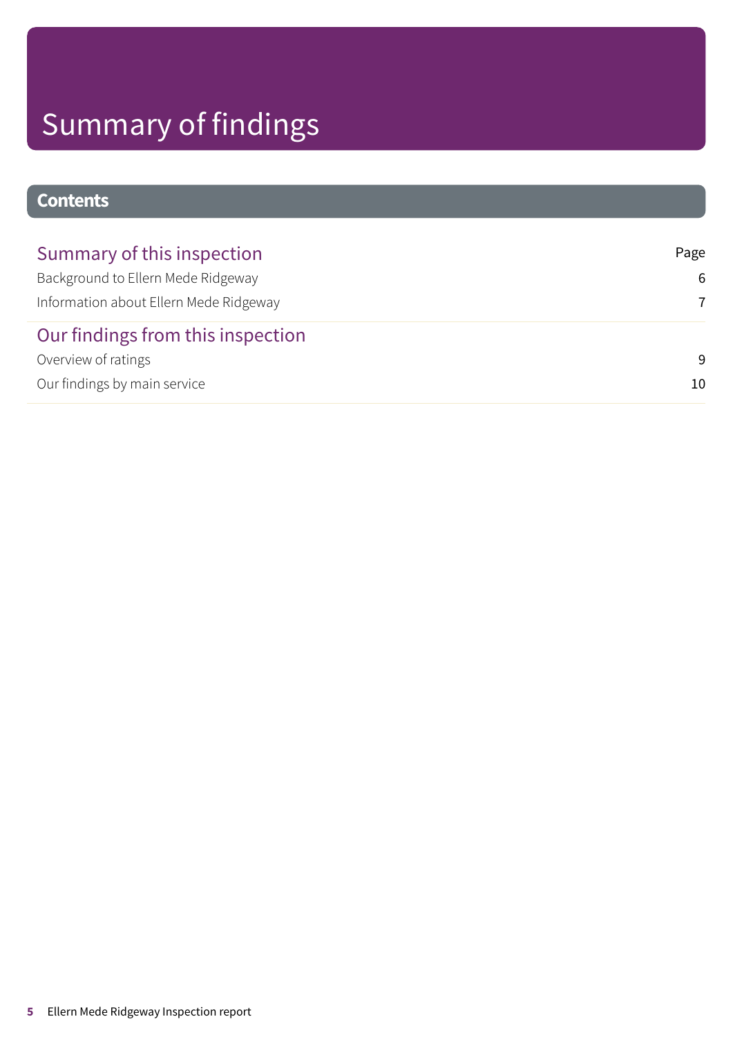# Summary of findings

## Contents

| Summary of this inspection | Page |
| --- | --- |
| Background to Ellern Mede Ridgeway | 6 |
| Information about Ellern Mede Ridgeway | 7 |
| **Our findings from this inspection** | |
| Overview of ratings | 9 |
| Our findings by main service | 10 |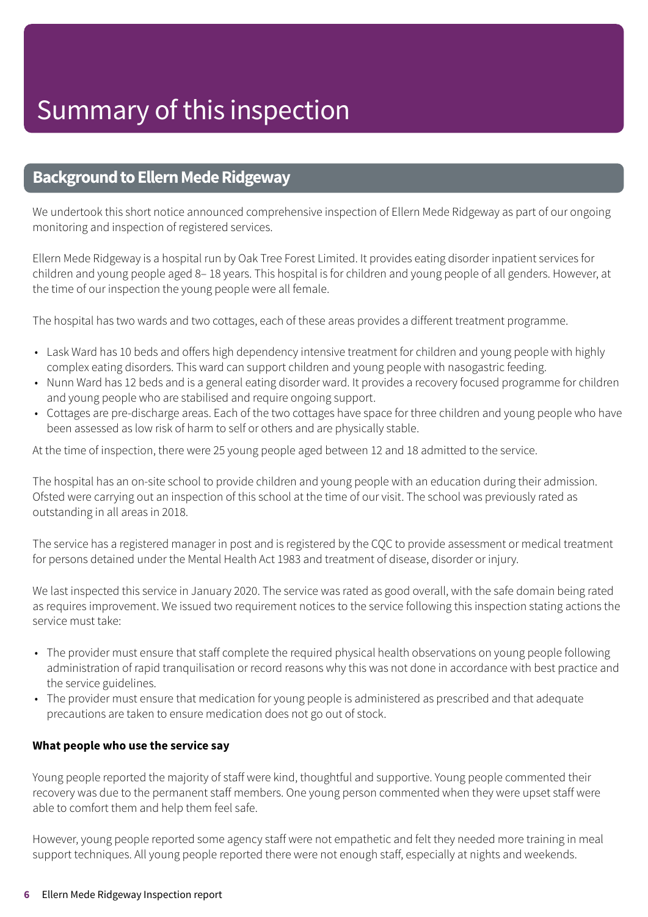# Summary of this inspection

## Background to Ellern Mede Ridgeway

We undertook this short notice announced comprehensive inspection of Ellern Mede Ridgeway as part of our ongoing monitoring and inspection of registered services.

Ellern Mede Ridgeway is a hospital run by Oak Tree Forest Limited. It provides eating disorder inpatient services for children and young people aged 8– 18 years. This hospital is for children and young people of all genders. However, at the time of our inspection the young people were all female.

The hospital has two wards and two cottages, each of these areas provides a different treatment programme.

- Lask Ward has 10 beds and offers high dependency intensive treatment for children and young people with highly complex eating disorders. This ward can support children and young people with nasogastric feeding.
- Nunn Ward has 12 beds and is a general eating disorder ward. It provides a recovery focused programme for children and young people who are stabilised and require ongoing support.
- Cottages are pre-discharge areas. Each of the two cottages have space for three children and young people who have been assessed as low risk of harm to self or others and are physically stable.

At the time of inspection, there were 25 young people aged between 12 and 18 admitted to the service.

The hospital has an on-site school to provide children and young people with an education during their admission. Ofsted were carrying out an inspection of this school at the time of our visit. The school was previously rated as outstanding in all areas in 2018.

The service has a registered manager in post and is registered by the CQC to provide assessment or medical treatment for persons detained under the Mental Health Act 1983 and treatment of disease, disorder or injury.

We last inspected this service in January 2020. The service was rated as good overall, with the safe domain being rated as requires improvement. We issued two requirement notices to the service following this inspection stating actions the service must take:

- The provider must ensure that staff complete the required physical health observations on young people following administration of rapid tranquilisation or record reasons why this was not done in accordance with best practice and the service guidelines.
- The provider must ensure that medication for young people is administered as prescribed and that adequate precautions are taken to ensure medication does not go out of stock.

**What people who use the service say**

Young people reported the majority of staff were kind, thoughtful and supportive. Young people commented their recovery was due to the permanent staff members. One young person commented when they were upset staff were able to comfort them and help them feel safe.

However, young people reported some agency staff were not empathetic and felt they needed more training in meal support techniques. All young people reported there were not enough staff, especially at nights and weekends.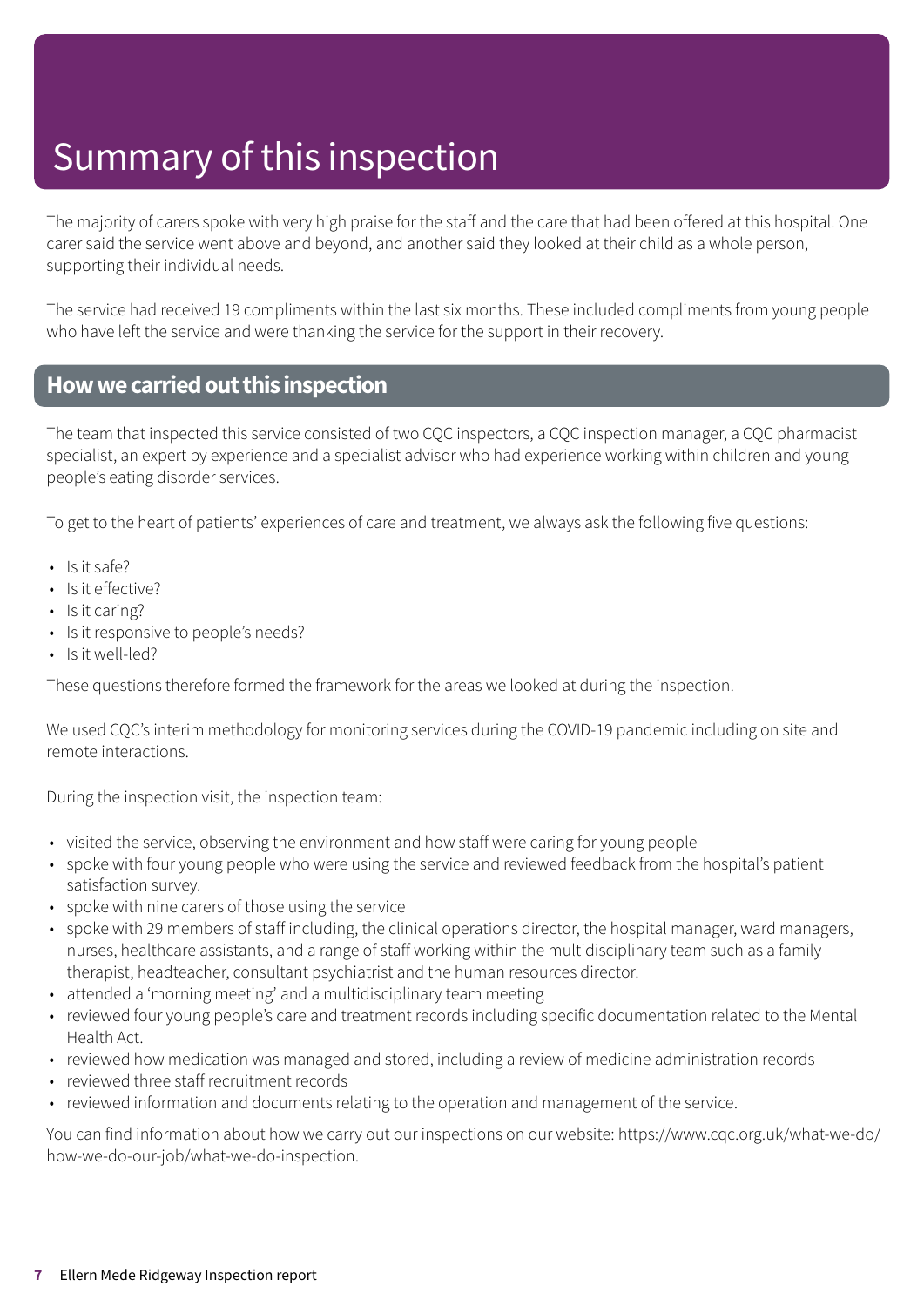# Summary of this inspection

The majority of carers spoke with very high praise for the staff and the care that had been offered at this hospital. One carer said the service went above and beyond, and another said they looked at their child as a whole person, supporting their individual needs.

The service had received 19 compliments within the last six months. These included compliments from young people who have left the service and were thanking the service for the support in their recovery.

## How we carried out this inspection

The team that inspected this service consisted of two CQC inspectors, a CQC inspection manager, a CQC pharmacist specialist, an expert by experience and a specialist advisor who had experience working within children and young people's eating disorder services.

To get to the heart of patients' experiences of care and treatment, we always ask the following five questions:

- Is it safe?
- Is it effective?
- Is it caring?
- Is it responsive to people's needs?
- Is it well-led?

These questions therefore formed the framework for the areas we looked at during the inspection.

We used CQC's interim methodology for monitoring services during the COVID-19 pandemic including on site and remote interactions.

During the inspection visit, the inspection team:

- visited the service, observing the environment and how staff were caring for young people
- spoke with four young people who were using the service and reviewed feedback from the hospital's patient satisfaction survey.
- spoke with nine carers of those using the service
- spoke with 29 members of staff including, the clinical operations director, the hospital manager, ward managers, nurses, healthcare assistants, and a range of staff working within the multidisciplinary team such as a family therapist, headteacher, consultant psychiatrist and the human resources director.
- attended a 'morning meeting' and a multidisciplinary team meeting
- reviewed four young people's care and treatment records including specific documentation related to the Mental Health Act.
- reviewed how medication was managed and stored, including a review of medicine administration records
- reviewed three staff recruitment records
- reviewed information and documents relating to the operation and management of the service.

You can find information about how we carry out our inspections on our website: https://www.cqc.org.uk/what-we-do/how-we-do-our-job/what-we-do-inspection.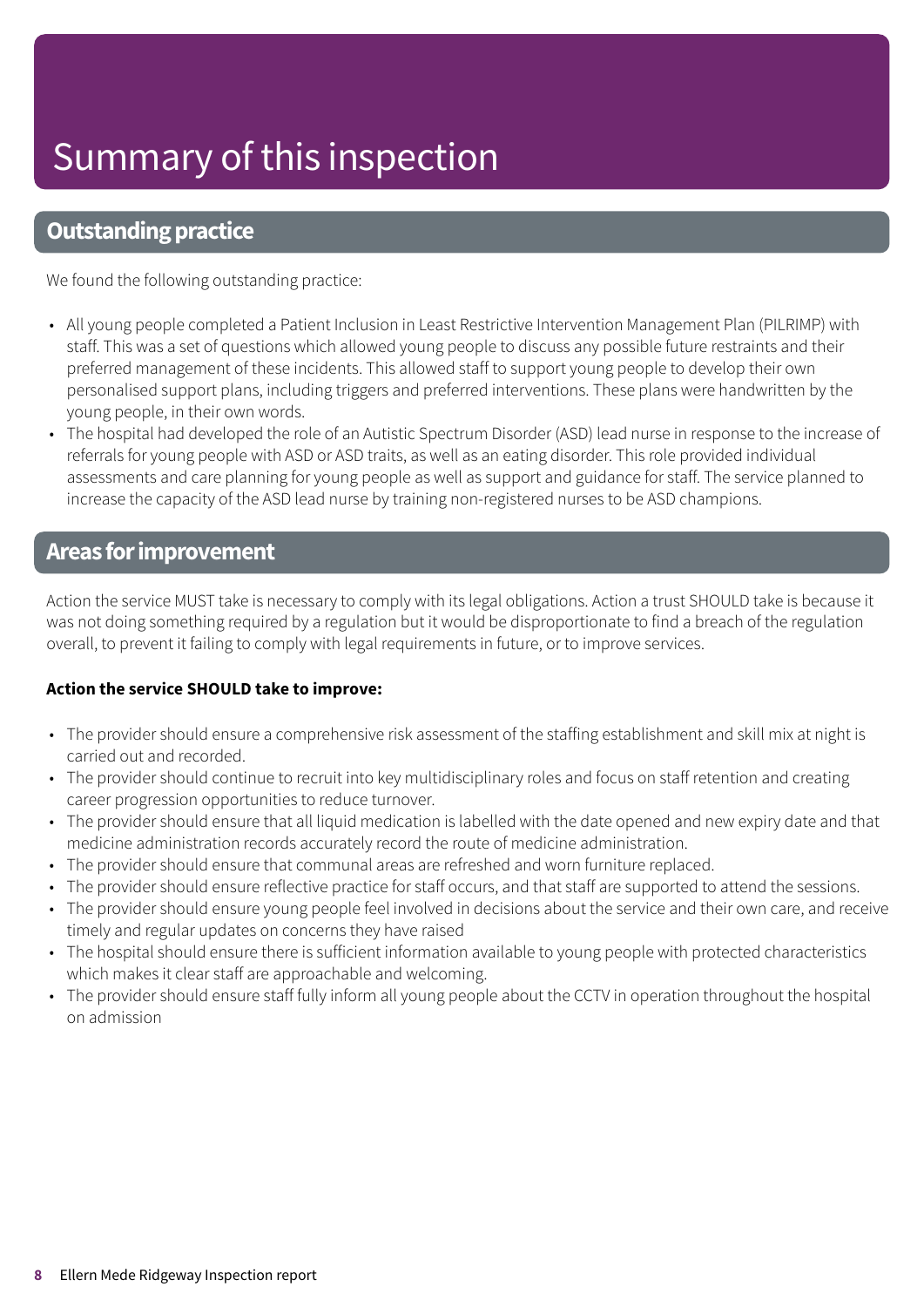# Summary of this inspection

## Outstanding practice

We found the following outstanding practice:

- All young people completed a Patient Inclusion in Least Restrictive Intervention Management Plan (PILRIMP) with staff. This was a set of questions which allowed young people to discuss any possible future restraints and their preferred management of these incidents. This allowed staff to support young people to develop their own personalised support plans, including triggers and preferred interventions. These plans were handwritten by the young people, in their own words.
- The hospital had developed the role of an Autistic Spectrum Disorder (ASD) lead nurse in response to the increase of referrals for young people with ASD or ASD traits, as well as an eating disorder. This role provided individual assessments and care planning for young people as well as support and guidance for staff. The service planned to increase the capacity of the ASD lead nurse by training non-registered nurses to be ASD champions.

## Areas for improvement

Action the service MUST take is necessary to comply with its legal obligations. Action a trust SHOULD take is because it was not doing something required by a regulation but it would be disproportionate to find a breach of the regulation overall, to prevent it failing to comply with legal requirements in future, or to improve services.

**Action the service SHOULD take to improve:**

- The provider should ensure a comprehensive risk assessment of the staffing establishment and skill mix at night is carried out and recorded.
- The provider should continue to recruit into key multidisciplinary roles and focus on staff retention and creating career progression opportunities to reduce turnover.
- The provider should ensure that all liquid medication is labelled with the date opened and new expiry date and that medicine administration records accurately record the route of medicine administration.
- The provider should ensure that communal areas are refreshed and worn furniture replaced.
- The provider should ensure reflective practice for staff occurs, and that staff are supported to attend the sessions.
- The provider should ensure young people feel involved in decisions about the service and their own care, and receive timely and regular updates on concerns they have raised
- The hospital should ensure there is sufficient information available to young people with protected characteristics which makes it clear staff are approachable and welcoming.
- The provider should ensure staff fully inform all young people about the CCTV in operation throughout the hospital on admission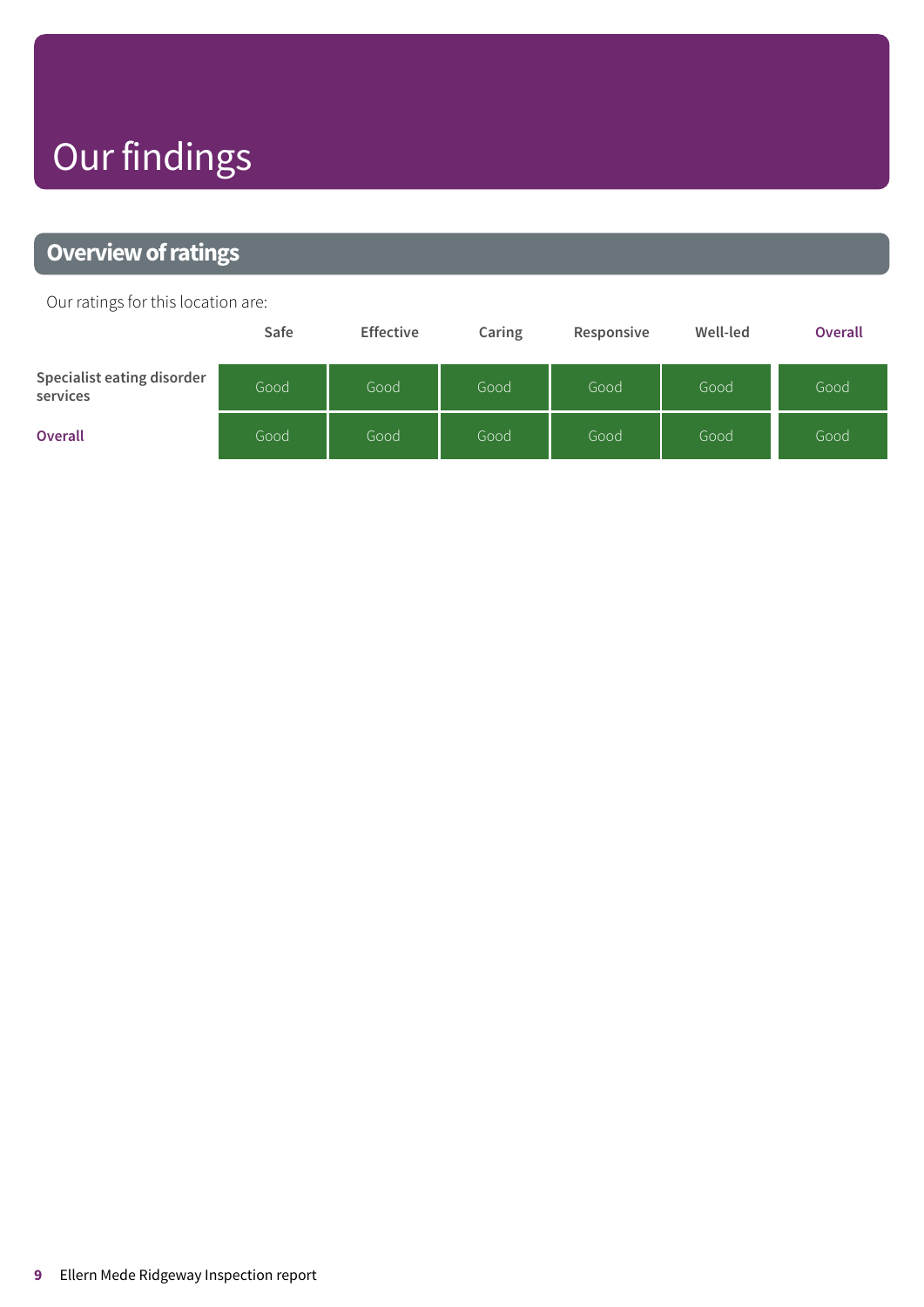# Our findings

## Overview of ratings

Our ratings for this location are:

| | Safe | Effective | Caring | Responsive | Well-led | Overall |
|---|---|---|---|---|---|---|
| Specialist eating disorder services | Good | Good | Good | Good | Good | Good |
| Overall | Good | Good | Good | Good | Good | Good |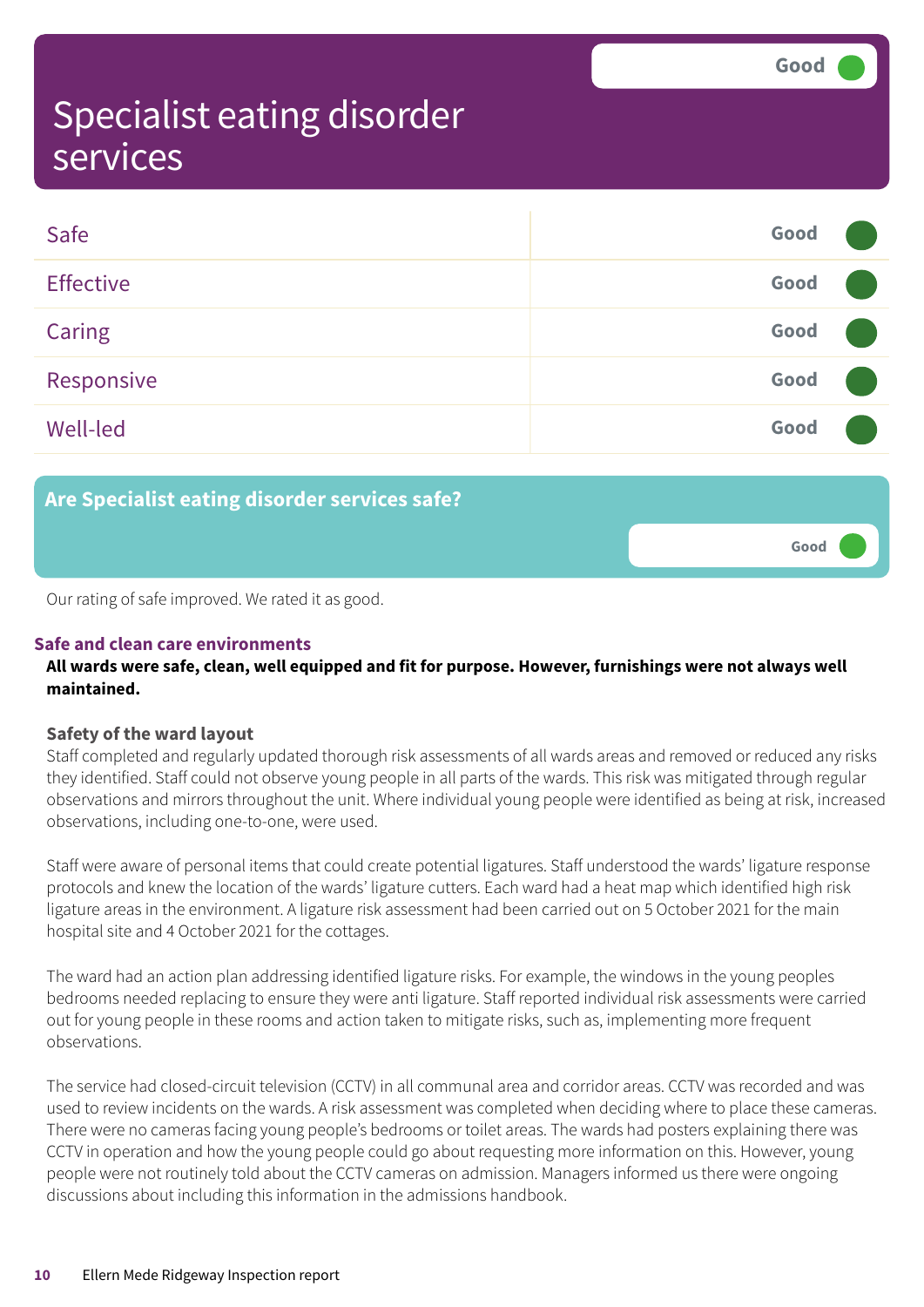# Specialist eating disorder services

Good

| | |
|---|---|
| Safe | Good |
| Effective | Good |
| Caring | Good |
| Responsive | Good |
| Well-led | Good |

## Are Specialist eating disorder services safe?

Good

Our rating of safe improved. We rated it as good.

### Safe and clean care environments

**All wards were safe, clean, well equipped and fit for purpose. However, furnishings were not always well maintained.**

#### Safety of the ward layout

Staff completed and regularly updated thorough risk assessments of all wards areas and removed or reduced any risks they identified. Staff could not observe young people in all parts of the wards. This risk was mitigated through regular observations and mirrors throughout the unit. Where individual young people were identified as being at risk, increased observations, including one-to-one, were used.

Staff were aware of personal items that could create potential ligatures. Staff understood the wards' ligature response protocols and knew the location of the wards' ligature cutters. Each ward had a heat map which identified high risk ligature areas in the environment. A ligature risk assessment had been carried out on 5 October 2021 for the main hospital site and 4 October 2021 for the cottages.

The ward had an action plan addressing identified ligature risks. For example, the windows in the young peoples bedrooms needed replacing to ensure they were anti ligature. Staff reported individual risk assessments were carried out for young people in these rooms and action taken to mitigate risks, such as, implementing more frequent observations.

The service had closed-circuit television (CCTV) in all communal area and corridor areas. CCTV was recorded and was used to review incidents on the wards. A risk assessment was completed when deciding where to place these cameras. There were no cameras facing young people's bedrooms or toilet areas. The wards had posters explaining there was CCTV in operation and how the young people could go about requesting more information on this. However, young people were not routinely told about the CCTV cameras on admission. Managers informed us there were ongoing discussions about including this information in the admissions handbook.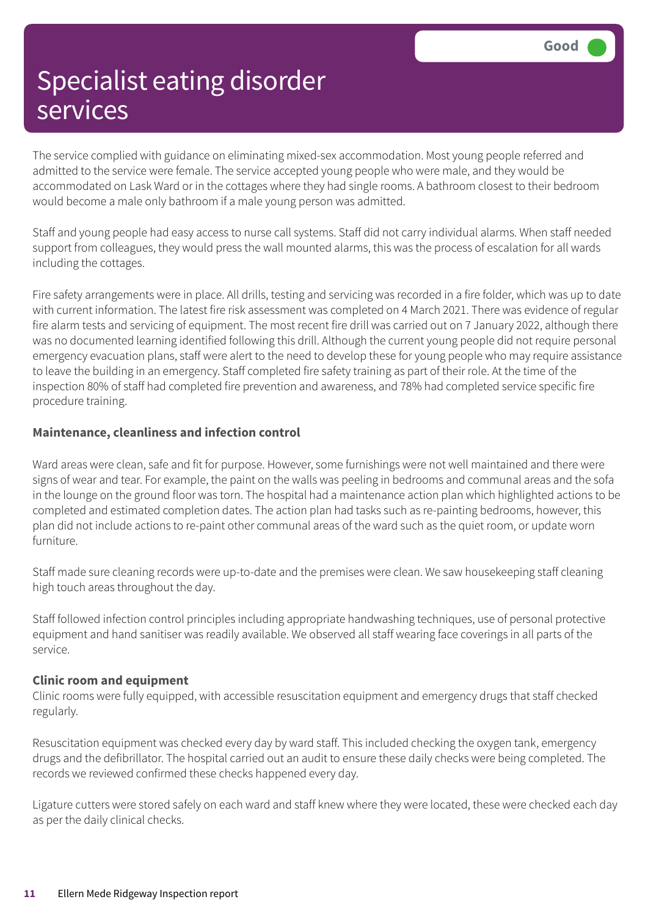# Specialist eating disorder services

Good

The service complied with guidance on eliminating mixed-sex accommodation. Most young people referred and admitted to the service were female. The service accepted young people who were male, and they would be accommodated on Lask Ward or in the cottages where they had single rooms. A bathroom closest to their bedroom would become a male only bathroom if a male young person was admitted.

Staff and young people had easy access to nurse call systems. Staff did not carry individual alarms. When staff needed support from colleagues, they would press the wall mounted alarms, this was the process of escalation for all wards including the cottages.

Fire safety arrangements were in place. All drills, testing and servicing was recorded in a fire folder, which was up to date with current information. The latest fire risk assessment was completed on 4 March 2021. There was evidence of regular fire alarm tests and servicing of equipment. The most recent fire drill was carried out on 7 January 2022, although there was no documented learning identified following this drill. Although the current young people did not require personal emergency evacuation plans, staff were alert to the need to develop these for young people who may require assistance to leave the building in an emergency. Staff completed fire safety training as part of their role. At the time of the inspection 80% of staff had completed fire prevention and awareness, and 78% had completed service specific fire procedure training.

**Maintenance, cleanliness and infection control**

Ward areas were clean, safe and fit for purpose. However, some furnishings were not well maintained and there were signs of wear and tear. For example, the paint on the walls was peeling in bedrooms and communal areas and the sofa in the lounge on the ground floor was torn. The hospital had a maintenance action plan which highlighted actions to be completed and estimated completion dates. The action plan had tasks such as re-painting bedrooms, however, this plan did not include actions to re-paint other communal areas of the ward such as the quiet room, or update worn furniture.

Staff made sure cleaning records were up-to-date and the premises were clean. We saw housekeeping staff cleaning high touch areas throughout the day.

Staff followed infection control principles including appropriate handwashing techniques, use of personal protective equipment and hand sanitiser was readily available. We observed all staff wearing face coverings in all parts of the service.

**Clinic room and equipment**

Clinic rooms were fully equipped, with accessible resuscitation equipment and emergency drugs that staff checked regularly.

Resuscitation equipment was checked every day by ward staff. This included checking the oxygen tank, emergency drugs and the defibrillator. The hospital carried out an audit to ensure these daily checks were being completed. The records we reviewed confirmed these checks happened every day.

Ligature cutters were stored safely on each ward and staff knew where they were located, these were checked each day as per the daily clinical checks.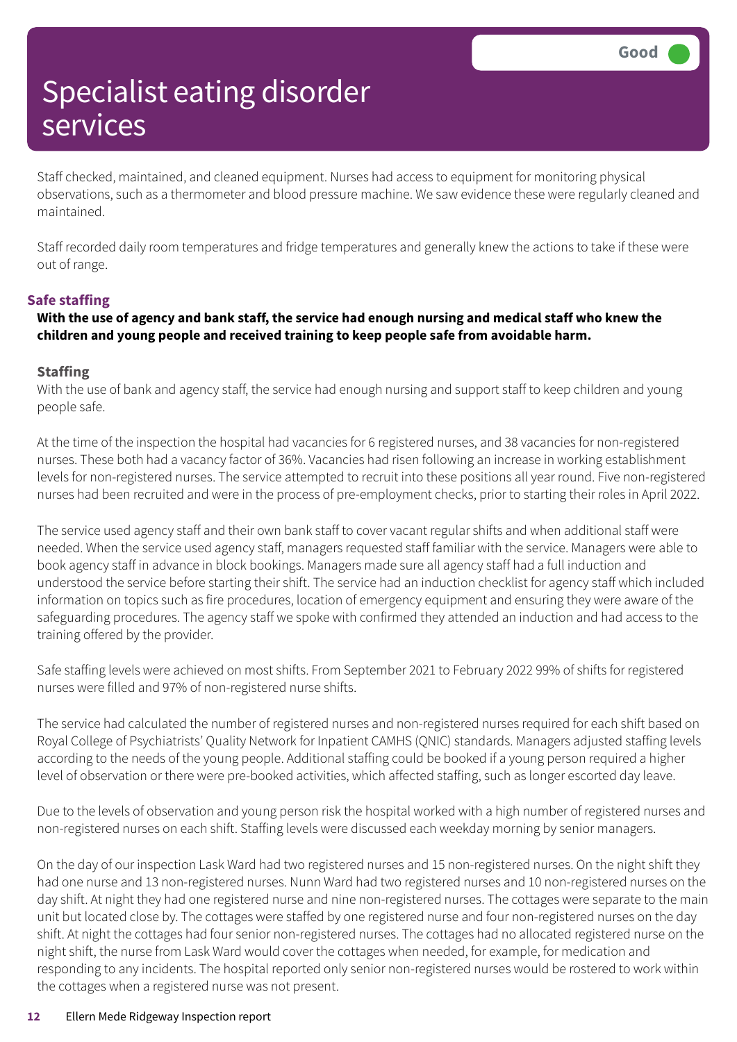# Specialist eating disorder services

Good

Staff checked, maintained, and cleaned equipment. Nurses had access to equipment for monitoring physical observations, such as a thermometer and blood pressure machine. We saw evidence these were regularly cleaned and maintained.

Staff recorded daily room temperatures and fridge temperatures and generally knew the actions to take if these were out of range.

## Safe staffing

**With the use of agency and bank staff, the service had enough nursing and medical staff who knew the children and young people and received training to keep people safe from avoidable harm.**

### Staffing

With the use of bank and agency staff, the service had enough nursing and support staff to keep children and young people safe.

At the time of the inspection the hospital had vacancies for 6 registered nurses, and 38 vacancies for non-registered nurses. These both had a vacancy factor of 36%. Vacancies had risen following an increase in working establishment levels for non-registered nurses. The service attempted to recruit into these positions all year round. Five non-registered nurses had been recruited and were in the process of pre-employment checks, prior to starting their roles in April 2022.

The service used agency staff and their own bank staff to cover vacant regular shifts and when additional staff were needed. When the service used agency staff, managers requested staff familiar with the service. Managers were able to book agency staff in advance in block bookings. Managers made sure all agency staff had a full induction and understood the service before starting their shift. The service had an induction checklist for agency staff which included information on topics such as fire procedures, location of emergency equipment and ensuring they were aware of the safeguarding procedures. The agency staff we spoke with confirmed they attended an induction and had access to the training offered by the provider.

Safe staffing levels were achieved on most shifts. From September 2021 to February 2022 99% of shifts for registered nurses were filled and 97% of non-registered nurse shifts.

The service had calculated the number of registered nurses and non-registered nurses required for each shift based on Royal College of Psychiatrists' Quality Network for Inpatient CAMHS (QNIC) standards. Managers adjusted staffing levels according to the needs of the young people. Additional staffing could be booked if a young person required a higher level of observation or there were pre-booked activities, which affected staffing, such as longer escorted day leave.

Due to the levels of observation and young person risk the hospital worked with a high number of registered nurses and non-registered nurses on each shift. Staffing levels were discussed each weekday morning by senior managers.

On the day of our inspection Lask Ward had two registered nurses and 15 non-registered nurses. On the night shift they had one nurse and 13 non-registered nurses. Nunn Ward had two registered nurses and 10 non-registered nurses on the day shift. At night they had one registered nurse and nine non-registered nurses. The cottages were separate to the main unit but located close by. The cottages were staffed by one registered nurse and four non-registered nurses on the day shift. At night the cottages had four senior non-registered nurses. The cottages had no allocated registered nurse on the night shift, the nurse from Lask Ward would cover the cottages when needed, for example, for medication and responding to any incidents. The hospital reported only senior non-registered nurses would be rostered to work within the cottages when a registered nurse was not present.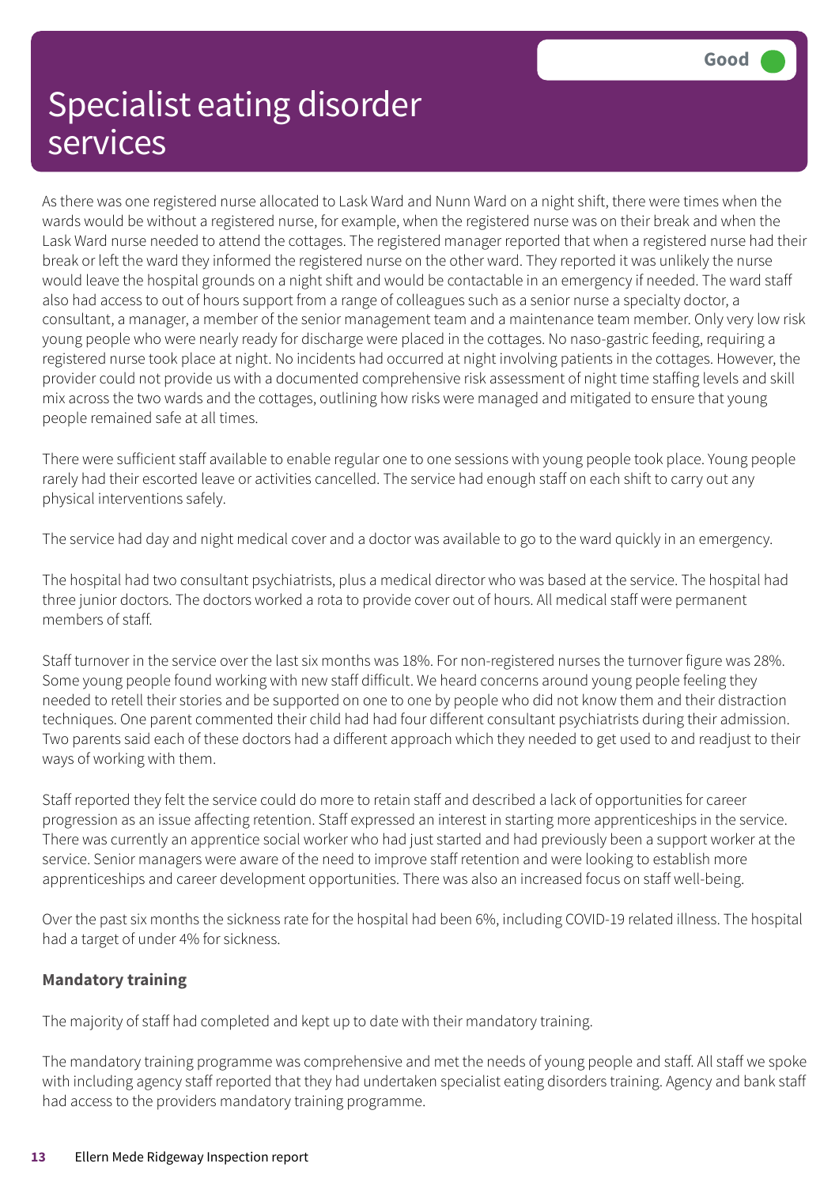# Specialist eating disorder services

Good

As there was one registered nurse allocated to Lask Ward and Nunn Ward on a night shift, there were times when the wards would be without a registered nurse, for example, when the registered nurse was on their break and when the Lask Ward nurse needed to attend the cottages. The registered manager reported that when a registered nurse had their break or left the ward they informed the registered nurse on the other ward. They reported it was unlikely the nurse would leave the hospital grounds on a night shift and would be contactable in an emergency if needed. The ward staff also had access to out of hours support from a range of colleagues such as a senior nurse a specialty doctor, a consultant, a manager, a member of the senior management team and a maintenance team member. Only very low risk young people who were nearly ready for discharge were placed in the cottages. No naso-gastric feeding, requiring a registered nurse took place at night. No incidents had occurred at night involving patients in the cottages. However, the provider could not provide us with a documented comprehensive risk assessment of night time staffing levels and skill mix across the two wards and the cottages, outlining how risks were managed and mitigated to ensure that young people remained safe at all times.

There were sufficient staff available to enable regular one to one sessions with young people took place. Young people rarely had their escorted leave or activities cancelled. The service had enough staff on each shift to carry out any physical interventions safely.

The service had day and night medical cover and a doctor was available to go to the ward quickly in an emergency.

The hospital had two consultant psychiatrists, plus a medical director who was based at the service. The hospital had three junior doctors. The doctors worked a rota to provide cover out of hours. All medical staff were permanent members of staff.

Staff turnover in the service over the last six months was 18%. For non-registered nurses the turnover figure was 28%. Some young people found working with new staff difficult. We heard concerns around young people feeling they needed to retell their stories and be supported on one to one by people who did not know them and their distraction techniques. One parent commented their child had had four different consultant psychiatrists during their admission. Two parents said each of these doctors had a different approach which they needed to get used to and readjust to their ways of working with them.

Staff reported they felt the service could do more to retain staff and described a lack of opportunities for career progression as an issue affecting retention. Staff expressed an interest in starting more apprenticeships in the service. There was currently an apprentice social worker who had just started and had previously been a support worker at the service. Senior managers were aware of the need to improve staff retention and were looking to establish more apprenticeships and career development opportunities. There was also an increased focus on staff well-being.

Over the past six months the sickness rate for the hospital had been 6%, including COVID-19 related illness. The hospital had a target of under 4% for sickness.

**Mandatory training**

The majority of staff had completed and kept up to date with their mandatory training.

The mandatory training programme was comprehensive and met the needs of young people and staff. All staff we spoke with including agency staff reported that they had undertaken specialist eating disorders training. Agency and bank staff had access to the providers mandatory training programme.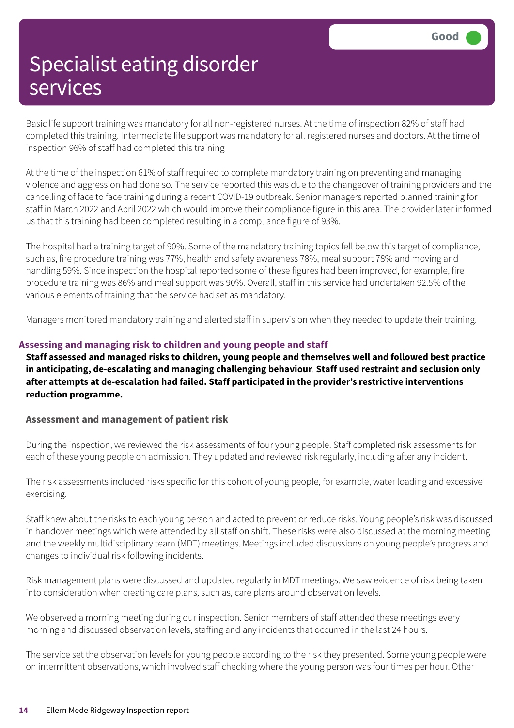# Specialist eating disorder services

Good

Basic life support training was mandatory for all non-registered nurses. At the time of inspection 82% of staff had completed this training. Intermediate life support was mandatory for all registered nurses and doctors. At the time of inspection 96% of staff had completed this training

At the time of the inspection 61% of staff required to complete mandatory training on preventing and managing violence and aggression had done so. The service reported this was due to the changeover of training providers and the cancelling of face to face training during a recent COVID-19 outbreak. Senior managers reported planned training for staff in March 2022 and April 2022 which would improve their compliance figure in this area. The provider later informed us that this training had been completed resulting in a compliance figure of 93%.

The hospital had a training target of 90%. Some of the mandatory training topics fell below this target of compliance, such as, fire procedure training was 77%, health and safety awareness 78%, meal support 78% and moving and handling 59%. Since inspection the hospital reported some of these figures had been improved, for example, fire procedure training was 86% and meal support was 90%. Overall, staff in this service had undertaken 92.5% of the various elements of training that the service had set as mandatory.

Managers monitored mandatory training and alerted staff in supervision when they needed to update their training.

### Assessing and managing risk to children and young people and staff

**Staff assessed and managed risks to children, young people and themselves well and followed best practice in anticipating, de-escalating and managing challenging behaviour**. **Staff used restraint and seclusion only after attempts at de-escalation had failed. Staff participated in the provider's restrictive interventions reduction programme.**

#### Assessment and management of patient risk

During the inspection, we reviewed the risk assessments of four young people. Staff completed risk assessments for each of these young people on admission. They updated and reviewed risk regularly, including after any incident.

The risk assessments included risks specific for this cohort of young people, for example, water loading and excessive exercising.

Staff knew about the risks to each young person and acted to prevent or reduce risks. Young people's risk was discussed in handover meetings which were attended by all staff on shift. These risks were also discussed at the morning meeting and the weekly multidisciplinary team (MDT) meetings. Meetings included discussions on young people's progress and changes to individual risk following incidents.

Risk management plans were discussed and updated regularly in MDT meetings. We saw evidence of risk being taken into consideration when creating care plans, such as, care plans around observation levels.

We observed a morning meeting during our inspection. Senior members of staff attended these meetings every morning and discussed observation levels, staffing and any incidents that occurred in the last 24 hours.

The service set the observation levels for young people according to the risk they presented. Some young people were on intermittent observations, which involved staff checking where the young person was four times per hour. Other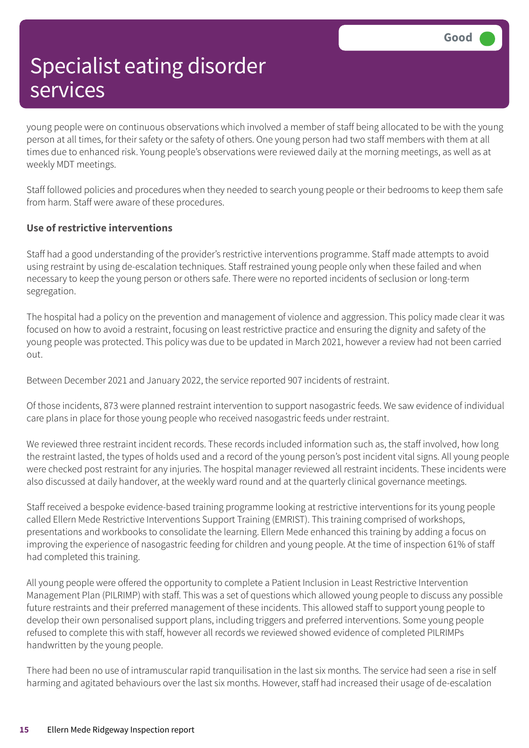young people were on continuous observations which involved a member of staff being allocated to be with the young person at all times, for their safety or the safety of others. One young person had two staff members with them at all times due to enhanced risk. Young people's observations were reviewed daily at the morning meetings, as well as at weekly MDT meetings.

Staff followed policies and procedures when they needed to search young people or their bedrooms to keep them safe from harm. Staff were aware of these procedures.

**Use of restrictive interventions**

Staff had a good understanding of the provider's restrictive interventions programme. Staff made attempts to avoid using restraint by using de-escalation techniques. Staff restrained young people only when these failed and when necessary to keep the young person or others safe. There were no reported incidents of seclusion or long-term segregation.

The hospital had a policy on the prevention and management of violence and aggression. This policy made clear it was focused on how to avoid a restraint, focusing on least restrictive practice and ensuring the dignity and safety of the young people was protected. This policy was due to be updated in March 2021, however a review had not been carried out.

Between December 2021 and January 2022, the service reported 907 incidents of restraint.

Of those incidents, 873 were planned restraint intervention to support nasogastric feeds. We saw evidence of individual care plans in place for those young people who received nasogastric feeds under restraint.

We reviewed three restraint incident records. These records included information such as, the staff involved, how long the restraint lasted, the types of holds used and a record of the young person's post incident vital signs. All young people were checked post restraint for any injuries. The hospital manager reviewed all restraint incidents. These incidents were also discussed at daily handover, at the weekly ward round and at the quarterly clinical governance meetings.

Staff received a bespoke evidence-based training programme looking at restrictive interventions for its young people called Ellern Mede Restrictive Interventions Support Training (EMRIST). This training comprised of workshops, presentations and workbooks to consolidate the learning. Ellern Mede enhanced this training by adding a focus on improving the experience of nasogastric feeding for children and young people. At the time of inspection 61% of staff had completed this training.

All young people were offered the opportunity to complete a Patient Inclusion in Least Restrictive Intervention Management Plan (PILRIMP) with staff. This was a set of questions which allowed young people to discuss any possible future restraints and their preferred management of these incidents. This allowed staff to support young people to develop their own personalised support plans, including triggers and preferred interventions. Some young people refused to complete this with staff, however all records we reviewed showed evidence of completed PILRIMPs handwritten by the young people.

There had been no use of intramuscular rapid tranquilisation in the last six months. The service had seen a rise in self harming and agitated behaviours over the last six months. However, staff had increased their usage of de-escalation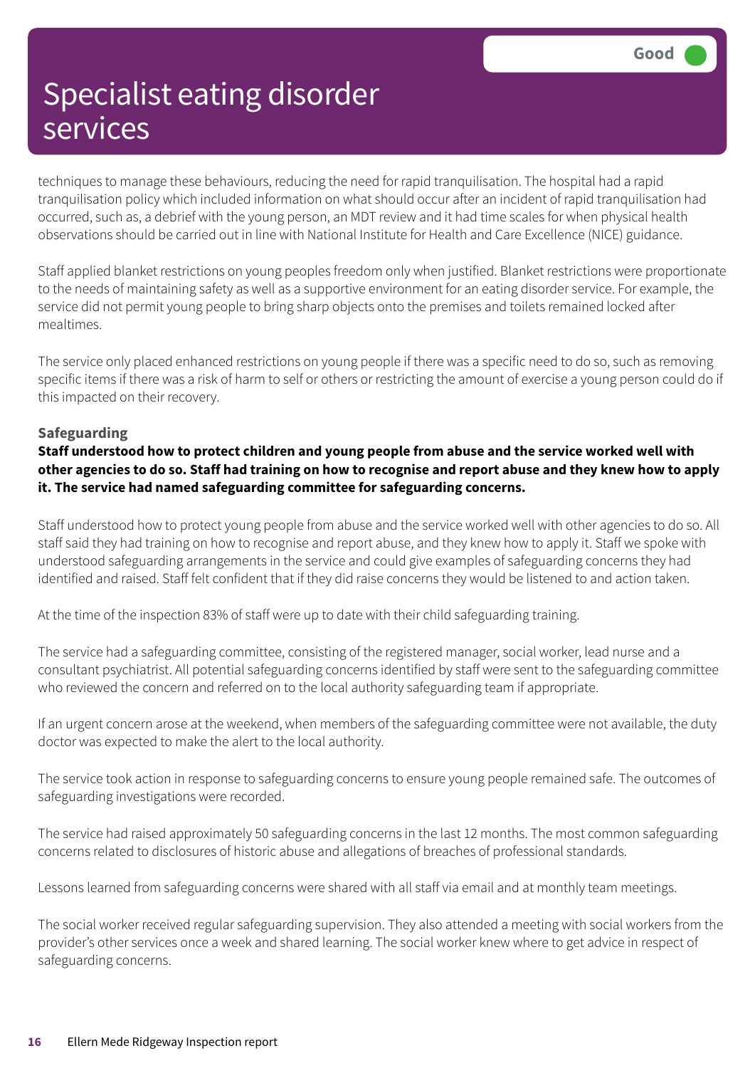# Specialist eating disorder services

Good

techniques to manage these behaviours, reducing the need for rapid tranquilisation. The hospital had a rapid tranquilisation policy which included information on what should occur after an incident of rapid tranquilisation had occurred, such as, a debrief with the young person, an MDT review and it had time scales for when physical health observations should be carried out in line with National Institute for Health and Care Excellence (NICE) guidance.

Staff applied blanket restrictions on young peoples freedom only when justified. Blanket restrictions were proportionate to the needs of maintaining safety as well as a supportive environment for an eating disorder service. For example, the service did not permit young people to bring sharp objects onto the premises and toilets remained locked after mealtimes.

The service only placed enhanced restrictions on young people if there was a specific need to do so, such as removing specific items if there was a risk of harm to self or others or restricting the amount of exercise a young person could do if this impacted on their recovery.

### Safeguarding

**Staff understood how to protect children and young people from abuse and the service worked well with other agencies to do so. Staff had training on how to recognise and report abuse and they knew how to apply it. The service had named safeguarding committee for safeguarding concerns.**

Staff understood how to protect young people from abuse and the service worked well with other agencies to do so. All staff said they had training on how to recognise and report abuse, and they knew how to apply it. Staff we spoke with understood safeguarding arrangements in the service and could give examples of safeguarding concerns they had identified and raised. Staff felt confident that if they did raise concerns they would be listened to and action taken.

At the time of the inspection 83% of staff were up to date with their child safeguarding training.

The service had a safeguarding committee, consisting of the registered manager, social worker, lead nurse and a consultant psychiatrist. All potential safeguarding concerns identified by staff were sent to the safeguarding committee who reviewed the concern and referred on to the local authority safeguarding team if appropriate.

If an urgent concern arose at the weekend, when members of the safeguarding committee were not available, the duty doctor was expected to make the alert to the local authority.

The service took action in response to safeguarding concerns to ensure young people remained safe. The outcomes of safeguarding investigations were recorded.

The service had raised approximately 50 safeguarding concerns in the last 12 months. The most common safeguarding concerns related to disclosures of historic abuse and allegations of breaches of professional standards.

Lessons learned from safeguarding concerns were shared with all staff via email and at monthly team meetings.

The social worker received regular safeguarding supervision. They also attended a meeting with social workers from the provider's other services once a week and shared learning. The social worker knew where to get advice in respect of safeguarding concerns.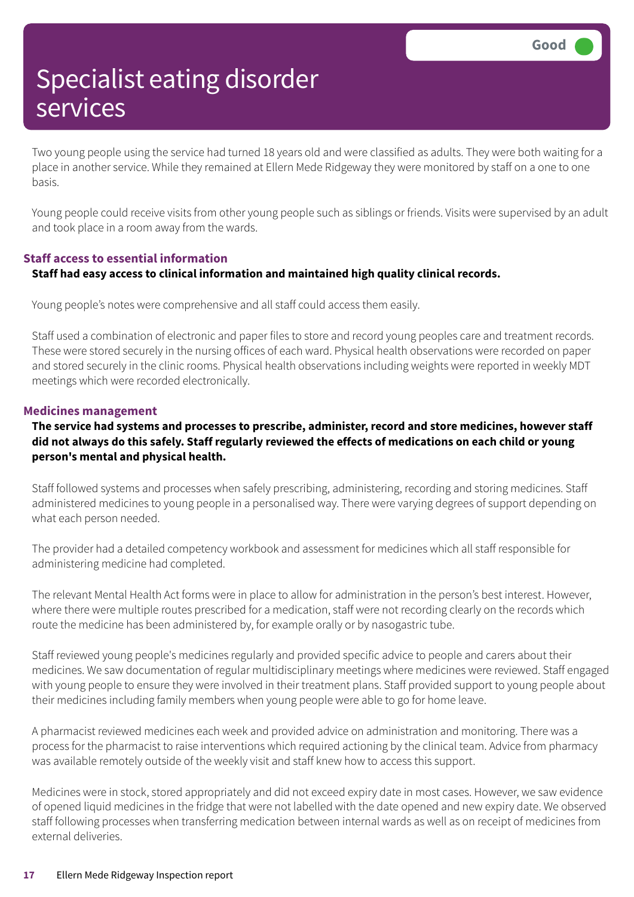Good

# Specialist eating disorder services

Two young people using the service had turned 18 years old and were classified as adults. They were both waiting for a place in another service. While they remained at Ellern Mede Ridgeway they were monitored by staff on a one to one basis.

Young people could receive visits from other young people such as siblings or friends. Visits were supervised by an adult and took place in a room away from the wards.

### Staff access to essential information

**Staff had easy access to clinical information and maintained high quality clinical records.**

Young people's notes were comprehensive and all staff could access them easily.

Staff used a combination of electronic and paper files to store and record young peoples care and treatment records. These were stored securely in the nursing offices of each ward. Physical health observations were recorded on paper and stored securely in the clinic rooms. Physical health observations including weights were reported in weekly MDT meetings which were recorded electronically.

### Medicines management

**The service had systems and processes to prescribe, administer, record and store medicines, however staff did not always do this safely. Staff regularly reviewed the effects of medications on each child or young person's mental and physical health.**

Staff followed systems and processes when safely prescribing, administering, recording and storing medicines. Staff administered medicines to young people in a personalised way. There were varying degrees of support depending on what each person needed.

The provider had a detailed competency workbook and assessment for medicines which all staff responsible for administering medicine had completed.

The relevant Mental Health Act forms were in place to allow for administration in the person's best interest. However, where there were multiple routes prescribed for a medication, staff were not recording clearly on the records which route the medicine has been administered by, for example orally or by nasogastric tube.

Staff reviewed young people's medicines regularly and provided specific advice to people and carers about their medicines. We saw documentation of regular multidisciplinary meetings where medicines were reviewed. Staff engaged with young people to ensure they were involved in their treatment plans. Staff provided support to young people about their medicines including family members when young people were able to go for home leave.

A pharmacist reviewed medicines each week and provided advice on administration and monitoring. There was a process for the pharmacist to raise interventions which required actioning by the clinical team. Advice from pharmacy was available remotely outside of the weekly visit and staff knew how to access this support.

Medicines were in stock, stored appropriately and did not exceed expiry date in most cases. However, we saw evidence of opened liquid medicines in the fridge that were not labelled with the date opened and new expiry date. We observed staff following processes when transferring medication between internal wards as well as on receipt of medicines from external deliveries.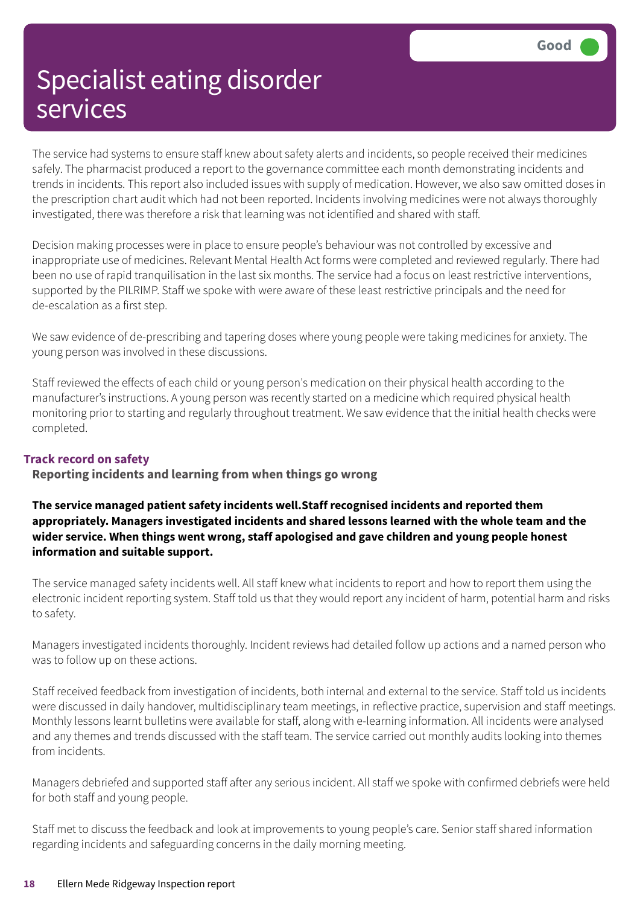# Specialist eating disorder services

**Good**

The service had systems to ensure staff knew about safety alerts and incidents, so people received their medicines safely. The pharmacist produced a report to the governance committee each month demonstrating incidents and trends in incidents. This report also included issues with supply of medication. However, we also saw omitted doses in the prescription chart audit which had not been reported. Incidents involving medicines were not always thoroughly investigated, there was therefore a risk that learning was not identified and shared with staff.

Decision making processes were in place to ensure people's behaviour was not controlled by excessive and inappropriate use of medicines. Relevant Mental Health Act forms were completed and reviewed regularly. There had been no use of rapid tranquilisation in the last six months. The service had a focus on least restrictive interventions, supported by the PILRIMP. Staff we spoke with were aware of these least restrictive principals and the need for de-escalation as a first step.

We saw evidence of de-prescribing and tapering doses where young people were taking medicines for anxiety. The young person was involved in these discussions.

Staff reviewed the effects of each child or young person's medication on their physical health according to the manufacturer's instructions. A young person was recently started on a medicine which required physical health monitoring prior to starting and regularly throughout treatment. We saw evidence that the initial health checks were completed.

## Track record on safety

### Reporting incidents and learning from when things go wrong

**The service managed patient safety incidents well.Staff recognised incidents and reported them appropriately. Managers investigated incidents and shared lessons learned with the whole team and the wider service. When things went wrong, staff apologised and gave children and young people honest information and suitable support.**

The service managed safety incidents well. All staff knew what incidents to report and how to report them using the electronic incident reporting system. Staff told us that they would report any incident of harm, potential harm and risks to safety.

Managers investigated incidents thoroughly. Incident reviews had detailed follow up actions and a named person who was to follow up on these actions.

Staff received feedback from investigation of incidents, both internal and external to the service. Staff told us incidents were discussed in daily handover, multidisciplinary team meetings, in reflective practice, supervision and staff meetings. Monthly lessons learnt bulletins were available for staff, along with e-learning information. All incidents were analysed and any themes and trends discussed with the staff team. The service carried out monthly audits looking into themes from incidents.

Managers debriefed and supported staff after any serious incident. All staff we spoke with confirmed debriefs were held for both staff and young people.

Staff met to discuss the feedback and look at improvements to young people's care. Senior staff shared information regarding incidents and safeguarding concerns in the daily morning meeting.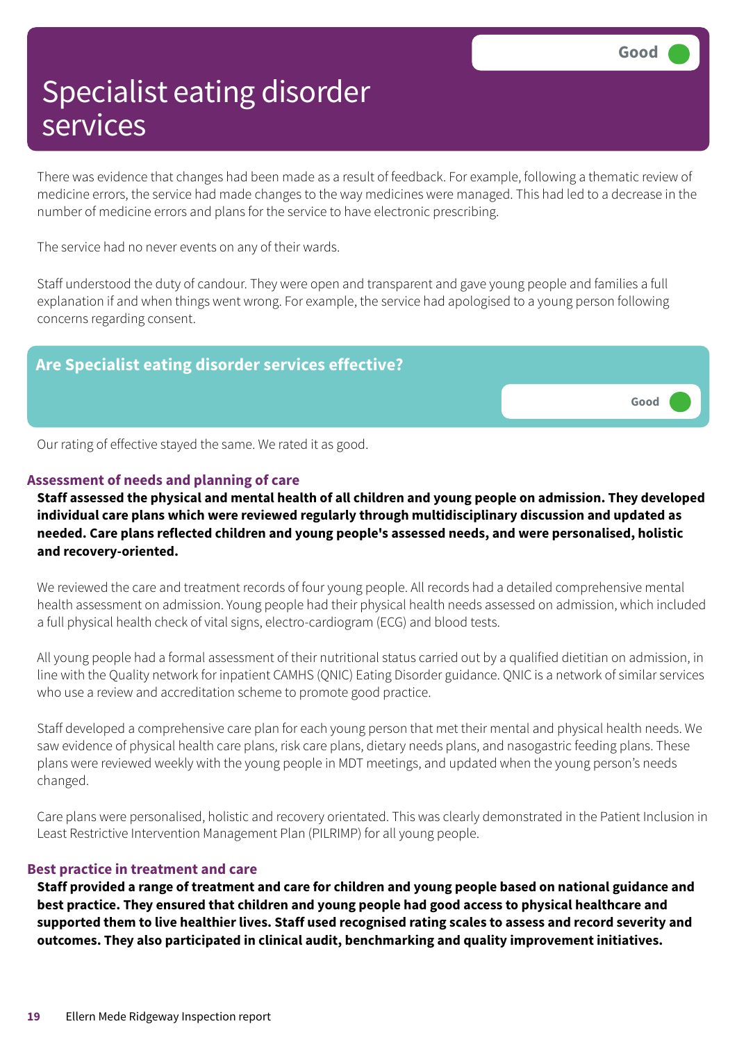# Specialist eating disorder services

Good

There was evidence that changes had been made as a result of feedback. For example, following a thematic review of medicine errors, the service had made changes to the way medicines were managed. This had led to a decrease in the number of medicine errors and plans for the service to have electronic prescribing.

The service had no never events on any of their wards.

Staff understood the duty of candour. They were open and transparent and gave young people and families a full explanation if and when things went wrong. For example, the service had apologised to a young person following concerns regarding consent.

## Are Specialist eating disorder services effective?

Good

Our rating of effective stayed the same. We rated it as good.

### Assessment of needs and planning of care

**Staff assessed the physical and mental health of all children and young people on admission. They developed individual care plans which were reviewed regularly through multidisciplinary discussion and updated as needed. Care plans reflected children and young people's assessed needs, and were personalised, holistic and recovery-oriented.**

We reviewed the care and treatment records of four young people. All records had a detailed comprehensive mental health assessment on admission. Young people had their physical health needs assessed on admission, which included a full physical health check of vital signs, electro-cardiogram (ECG) and blood tests.

All young people had a formal assessment of their nutritional status carried out by a qualified dietitian on admission, in line with the Quality network for inpatient CAMHS (QNIC) Eating Disorder guidance. QNIC is a network of similar services who use a review and accreditation scheme to promote good practice.

Staff developed a comprehensive care plan for each young person that met their mental and physical health needs. We saw evidence of physical health care plans, risk care plans, dietary needs plans, and nasogastric feeding plans. These plans were reviewed weekly with the young people in MDT meetings, and updated when the young person's needs changed.

Care plans were personalised, holistic and recovery orientated. This was clearly demonstrated in the Patient Inclusion in Least Restrictive Intervention Management Plan (PILRIMP) for all young people.

### Best practice in treatment and care

**Staff provided a range of treatment and care for children and young people based on national guidance and best practice. They ensured that children and young people had good access to physical healthcare and supported them to live healthier lives. Staff used recognised rating scales to assess and record severity and outcomes. They also participated in clinical audit, benchmarking and quality improvement initiatives.**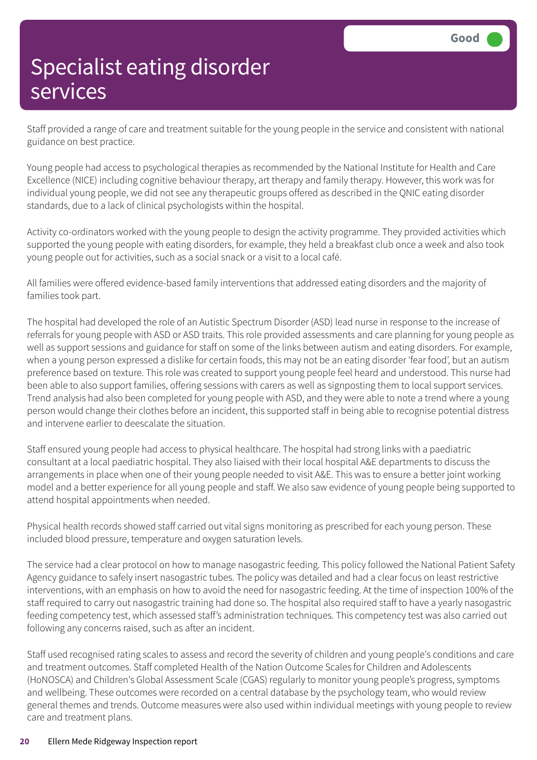# Specialist eating disorder services

Good

Staff provided a range of care and treatment suitable for the young people in the service and consistent with national guidance on best practice.

Young people had access to psychological therapies as recommended by the National Institute for Health and Care Excellence (NICE) including cognitive behaviour therapy, art therapy and family therapy. However, this work was for individual young people, we did not see any therapeutic groups offered as described in the QNIC eating disorder standards, due to a lack of clinical psychologists within the hospital.

Activity co-ordinators worked with the young people to design the activity programme. They provided activities which supported the young people with eating disorders, for example, they held a breakfast club once a week and also took young people out for activities, such as a social snack or a visit to a local café.

All families were offered evidence-based family interventions that addressed eating disorders and the majority of families took part.

The hospital had developed the role of an Autistic Spectrum Disorder (ASD) lead nurse in response to the increase of referrals for young people with ASD or ASD traits. This role provided assessments and care planning for young people as well as support sessions and guidance for staff on some of the links between autism and eating disorders. For example, when a young person expressed a dislike for certain foods, this may not be an eating disorder 'fear food', but an autism preference based on texture. This role was created to support young people feel heard and understood. This nurse had been able to also support families, offering sessions with carers as well as signposting them to local support services. Trend analysis had also been completed for young people with ASD, and they were able to note a trend where a young person would change their clothes before an incident, this supported staff in being able to recognise potential distress and intervene earlier to deescalate the situation.

Staff ensured young people had access to physical healthcare. The hospital had strong links with a paediatric consultant at a local paediatric hospital. They also liaised with their local hospital A&E departments to discuss the arrangements in place when one of their young people needed to visit A&E. This was to ensure a better joint working model and a better experience for all young people and staff. We also saw evidence of young people being supported to attend hospital appointments when needed.

Physical health records showed staff carried out vital signs monitoring as prescribed for each young person. These included blood pressure, temperature and oxygen saturation levels.

The service had a clear protocol on how to manage nasogastric feeding. This policy followed the National Patient Safety Agency guidance to safely insert nasogastric tubes. The policy was detailed and had a clear focus on least restrictive interventions, with an emphasis on how to avoid the need for nasogastric feeding. At the time of inspection 100% of the staff required to carry out nasogastric training had done so. The hospital also required staff to have a yearly nasogastric feeding competency test, which assessed staff's administration techniques. This competency test was also carried out following any concerns raised, such as after an incident.

Staff used recognised rating scales to assess and record the severity of children and young people's conditions and care and treatment outcomes. Staff completed Health of the Nation Outcome Scales for Children and Adolescents (HoNOSCA) and Children's Global Assessment Scale (CGAS) regularly to monitor young people's progress, symptoms and wellbeing. These outcomes were recorded on a central database by the psychology team, who would review general themes and trends. Outcome measures were also used within individual meetings with young people to review care and treatment plans.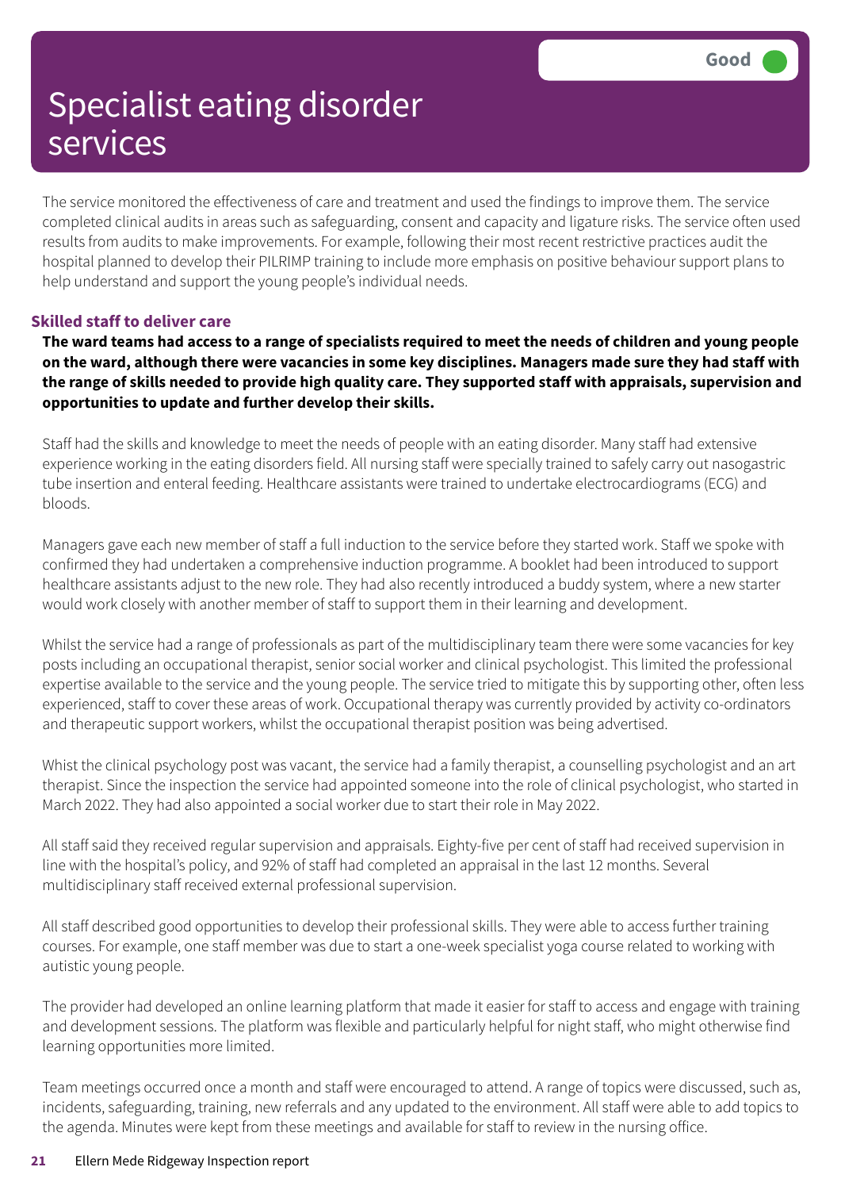# Specialist eating disorder services

Good

The service monitored the effectiveness of care and treatment and used the findings to improve them. The service completed clinical audits in areas such as safeguarding, consent and capacity and ligature risks. The service often used results from audits to make improvements. For example, following their most recent restrictive practices audit the hospital planned to develop their PILRIMP training to include more emphasis on positive behaviour support plans to help understand and support the young people's individual needs.

## Skilled staff to deliver care

**The ward teams had access to a range of specialists required to meet the needs of children and young people on the ward, although there were vacancies in some key disciplines. Managers made sure they had staff with the range of skills needed to provide high quality care. They supported staff with appraisals, supervision and opportunities to update and further develop their skills.**

Staff had the skills and knowledge to meet the needs of people with an eating disorder. Many staff had extensive experience working in the eating disorders field. All nursing staff were specially trained to safely carry out nasogastric tube insertion and enteral feeding. Healthcare assistants were trained to undertake electrocardiograms (ECG) and bloods.

Managers gave each new member of staff a full induction to the service before they started work. Staff we spoke with confirmed they had undertaken a comprehensive induction programme. A booklet had been introduced to support healthcare assistants adjust to the new role. They had also recently introduced a buddy system, where a new starter would work closely with another member of staff to support them in their learning and development.

Whilst the service had a range of professionals as part of the multidisciplinary team there were some vacancies for key posts including an occupational therapist, senior social worker and clinical psychologist. This limited the professional expertise available to the service and the young people. The service tried to mitigate this by supporting other, often less experienced, staff to cover these areas of work. Occupational therapy was currently provided by activity co-ordinators and therapeutic support workers, whilst the occupational therapist position was being advertised.

Whist the clinical psychology post was vacant, the service had a family therapist, a counselling psychologist and an art therapist. Since the inspection the service had appointed someone into the role of clinical psychologist, who started in March 2022. They had also appointed a social worker due to start their role in May 2022.

All staff said they received regular supervision and appraisals. Eighty-five per cent of staff had received supervision in line with the hospital's policy, and 92% of staff had completed an appraisal in the last 12 months. Several multidisciplinary staff received external professional supervision.

All staff described good opportunities to develop their professional skills. They were able to access further training courses. For example, one staff member was due to start a one-week specialist yoga course related to working with autistic young people.

The provider had developed an online learning platform that made it easier for staff to access and engage with training and development sessions. The platform was flexible and particularly helpful for night staff, who might otherwise find learning opportunities more limited.

Team meetings occurred once a month and staff were encouraged to attend. A range of topics were discussed, such as, incidents, safeguarding, training, new referrals and any updated to the environment. All staff were able to add topics to the agenda. Minutes were kept from these meetings and available for staff to review in the nursing office.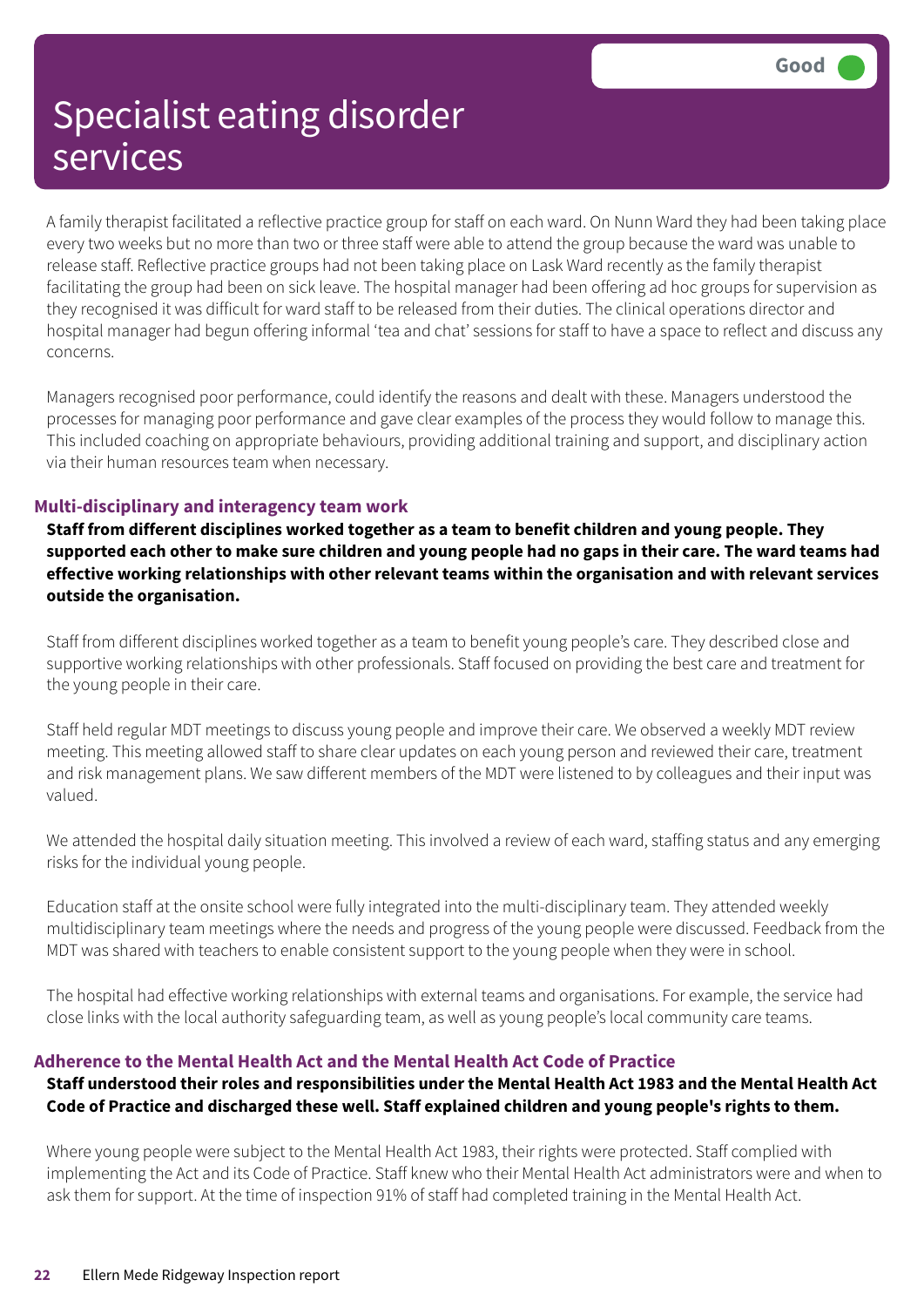# Specialist eating disorder services

Good

A family therapist facilitated a reflective practice group for staff on each ward. On Nunn Ward they had been taking place every two weeks but no more than two or three staff were able to attend the group because the ward was unable to release staff. Reflective practice groups had not been taking place on Lask Ward recently as the family therapist facilitating the group had been on sick leave. The hospital manager had been offering ad hoc groups for supervision as they recognised it was difficult for ward staff to be released from their duties. The clinical operations director and hospital manager had begun offering informal 'tea and chat' sessions for staff to have a space to reflect and discuss any concerns.

Managers recognised poor performance, could identify the reasons and dealt with these. Managers understood the processes for managing poor performance and gave clear examples of the process they would follow to manage this. This included coaching on appropriate behaviours, providing additional training and support, and disciplinary action via their human resources team when necessary.

### Multi-disciplinary and interagency team work

**Staff from different disciplines worked together as a team to benefit children and young people. They supported each other to make sure children and young people had no gaps in their care. The ward teams had effective working relationships with other relevant teams within the organisation and with relevant services outside the organisation.**

Staff from different disciplines worked together as a team to benefit young people's care. They described close and supportive working relationships with other professionals. Staff focused on providing the best care and treatment for the young people in their care.

Staff held regular MDT meetings to discuss young people and improve their care. We observed a weekly MDT review meeting. This meeting allowed staff to share clear updates on each young person and reviewed their care, treatment and risk management plans. We saw different members of the MDT were listened to by colleagues and their input was valued.

We attended the hospital daily situation meeting. This involved a review of each ward, staffing status and any emerging risks for the individual young people.

Education staff at the onsite school were fully integrated into the multi-disciplinary team. They attended weekly multidisciplinary team meetings where the needs and progress of the young people were discussed. Feedback from the MDT was shared with teachers to enable consistent support to the young people when they were in school.

The hospital had effective working relationships with external teams and organisations. For example, the service had close links with the local authority safeguarding team, as well as young people's local community care teams.

### Adherence to the Mental Health Act and the Mental Health Act Code of Practice

**Staff understood their roles and responsibilities under the Mental Health Act 1983 and the Mental Health Act Code of Practice and discharged these well. Staff explained children and young people's rights to them.**

Where young people were subject to the Mental Health Act 1983, their rights were protected. Staff complied with implementing the Act and its Code of Practice. Staff knew who their Mental Health Act administrators were and when to ask them for support. At the time of inspection 91% of staff had completed training in the Mental Health Act.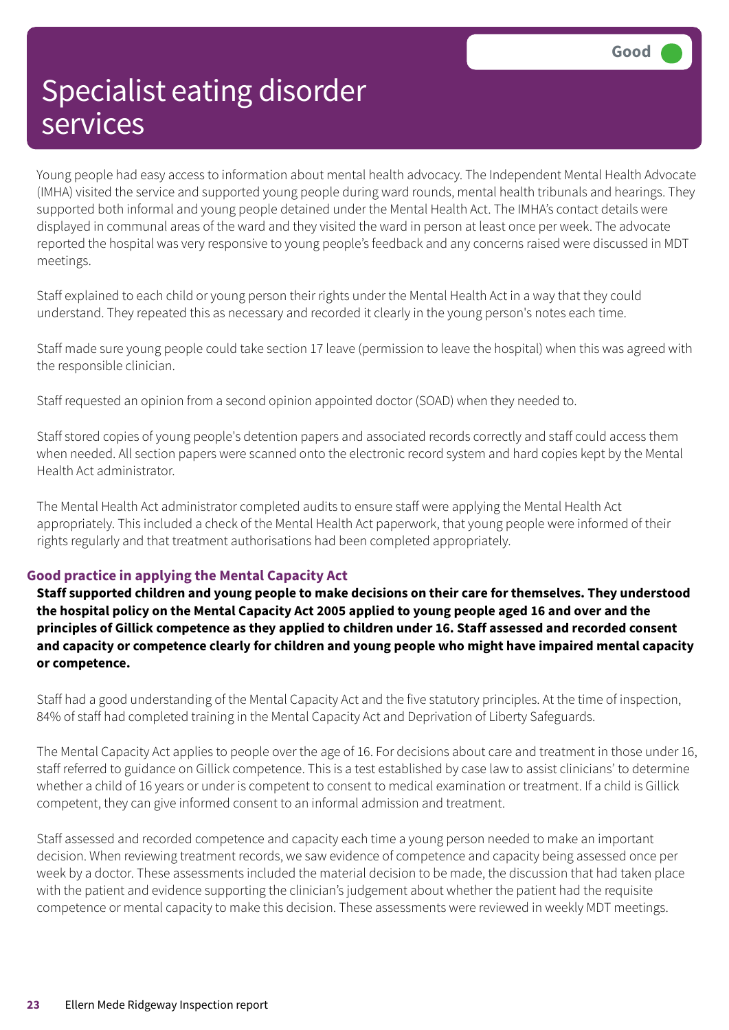# Specialist eating disorder services

Good

Young people had easy access to information about mental health advocacy. The Independent Mental Health Advocate (IMHA) visited the service and supported young people during ward rounds, mental health tribunals and hearings. They supported both informal and young people detained under the Mental Health Act. The IMHA's contact details were displayed in communal areas of the ward and they visited the ward in person at least once per week. The advocate reported the hospital was very responsive to young people's feedback and any concerns raised were discussed in MDT meetings.

Staff explained to each child or young person their rights under the Mental Health Act in a way that they could understand. They repeated this as necessary and recorded it clearly in the young person's notes each time.

Staff made sure young people could take section 17 leave (permission to leave the hospital) when this was agreed with the responsible clinician.

Staff requested an opinion from a second opinion appointed doctor (SOAD) when they needed to.

Staff stored copies of young people's detention papers and associated records correctly and staff could access them when needed. All section papers were scanned onto the electronic record system and hard copies kept by the Mental Health Act administrator.

The Mental Health Act administrator completed audits to ensure staff were applying the Mental Health Act appropriately. This included a check of the Mental Health Act paperwork, that young people were informed of their rights regularly and that treatment authorisations had been completed appropriately.

## Good practice in applying the Mental Capacity Act

**Staff supported children and young people to make decisions on their care for themselves. They understood the hospital policy on the Mental Capacity Act 2005 applied to young people aged 16 and over and the principles of Gillick competence as they applied to children under 16. Staff assessed and recorded consent and capacity or competence clearly for children and young people who might have impaired mental capacity or competence.**

Staff had a good understanding of the Mental Capacity Act and the five statutory principles. At the time of inspection, 84% of staff had completed training in the Mental Capacity Act and Deprivation of Liberty Safeguards.

The Mental Capacity Act applies to people over the age of 16. For decisions about care and treatment in those under 16, staff referred to guidance on Gillick competence. This is a test established by case law to assist clinicians' to determine whether a child of 16 years or under is competent to consent to medical examination or treatment. If a child is Gillick competent, they can give informed consent to an informal admission and treatment.

Staff assessed and recorded competence and capacity each time a young person needed to make an important decision. When reviewing treatment records, we saw evidence of competence and capacity being assessed once per week by a doctor. These assessments included the material decision to be made, the discussion that had taken place with the patient and evidence supporting the clinician's judgement about whether the patient had the requisite competence or mental capacity to make this decision. These assessments were reviewed in weekly MDT meetings.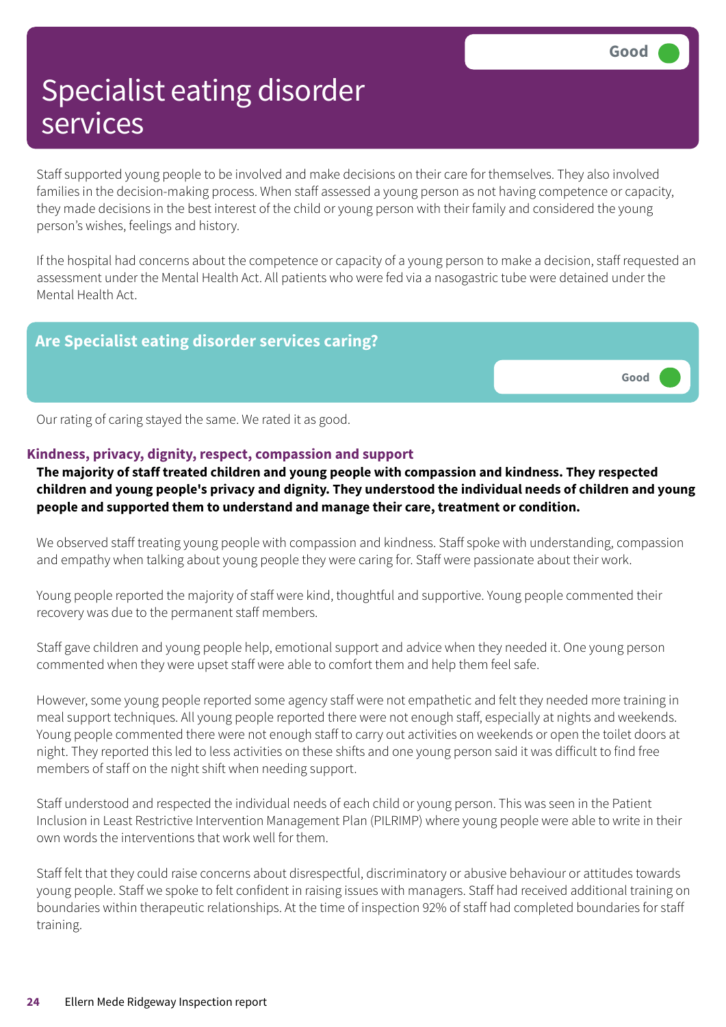# Specialist eating disorder services

Good

Staff supported young people to be involved and make decisions on their care for themselves. They also involved families in the decision-making process. When staff assessed a young person as not having competence or capacity, they made decisions in the best interest of the child or young person with their family and considered the young person's wishes, feelings and history.

If the hospital had concerns about the competence or capacity of a young person to make a decision, staff requested an assessment under the Mental Health Act. All patients who were fed via a nasogastric tube were detained under the Mental Health Act.

## Are Specialist eating disorder services caring?

Good

Our rating of caring stayed the same. We rated it as good.

### Kindness, privacy, dignity, respect, compassion and support

**The majority of staff treated children and young people with compassion and kindness. They respected children and young people's privacy and dignity. They understood the individual needs of children and young people and supported them to understand and manage their care, treatment or condition.**

We observed staff treating young people with compassion and kindness. Staff spoke with understanding, compassion and empathy when talking about young people they were caring for. Staff were passionate about their work.

Young people reported the majority of staff were kind, thoughtful and supportive. Young people commented their recovery was due to the permanent staff members.

Staff gave children and young people help, emotional support and advice when they needed it. One young person commented when they were upset staff were able to comfort them and help them feel safe.

However, some young people reported some agency staff were not empathetic and felt they needed more training in meal support techniques. All young people reported there were not enough staff, especially at nights and weekends. Young people commented there were not enough staff to carry out activities on weekends or open the toilet doors at night. They reported this led to less activities on these shifts and one young person said it was difficult to find free members of staff on the night shift when needing support.

Staff understood and respected the individual needs of each child or young person. This was seen in the Patient Inclusion in Least Restrictive Intervention Management Plan (PILRIMP) where young people were able to write in their own words the interventions that work well for them.

Staff felt that they could raise concerns about disrespectful, discriminatory or abusive behaviour or attitudes towards young people. Staff we spoke to felt confident in raising issues with managers. Staff had received additional training on boundaries within therapeutic relationships. At the time of inspection 92% of staff had completed boundaries for staff training.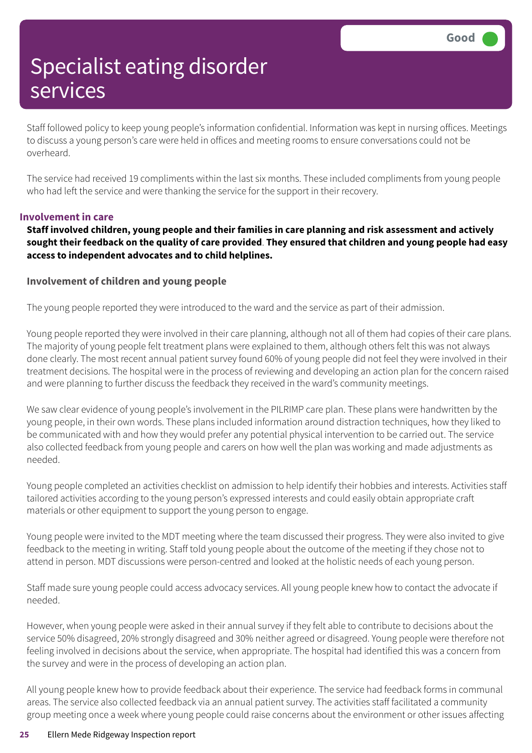# Specialist eating disorder services

Good

Staff followed policy to keep young people's information confidential. Information was kept in nursing offices. Meetings to discuss a young person's care were held in offices and meeting rooms to ensure conversations could not be overheard.

The service had received 19 compliments within the last six months. These included compliments from young people who had left the service and were thanking the service for the support in their recovery.

### Involvement in care

**Staff involved children, young people and their families in care planning and risk assessment and actively sought their feedback on the quality of care provided. They ensured that children and young people had easy access to independent advocates and to child helplines.**

#### Involvement of children and young people

The young people reported they were introduced to the ward and the service as part of their admission.

Young people reported they were involved in their care planning, although not all of them had copies of their care plans. The majority of young people felt treatment plans were explained to them, although others felt this was not always done clearly. The most recent annual patient survey found 60% of young people did not feel they were involved in their treatment decisions. The hospital were in the process of reviewing and developing an action plan for the concern raised and were planning to further discuss the feedback they received in the ward's community meetings.

We saw clear evidence of young people's involvement in the PILRIMP care plan. These plans were handwritten by the young people, in their own words. These plans included information around distraction techniques, how they liked to be communicated with and how they would prefer any potential physical intervention to be carried out. The service also collected feedback from young people and carers on how well the plan was working and made adjustments as needed.

Young people completed an activities checklist on admission to help identify their hobbies and interests. Activities staff tailored activities according to the young person's expressed interests and could easily obtain appropriate craft materials or other equipment to support the young person to engage.

Young people were invited to the MDT meeting where the team discussed their progress. They were also invited to give feedback to the meeting in writing. Staff told young people about the outcome of the meeting if they chose not to attend in person. MDT discussions were person-centred and looked at the holistic needs of each young person.

Staff made sure young people could access advocacy services. All young people knew how to contact the advocate if needed.

However, when young people were asked in their annual survey if they felt able to contribute to decisions about the service 50% disagreed, 20% strongly disagreed and 30% neither agreed or disagreed. Young people were therefore not feeling involved in decisions about the service, when appropriate. The hospital had identified this was a concern from the survey and were in the process of developing an action plan.

All young people knew how to provide feedback about their experience. The service had feedback forms in communal areas. The service also collected feedback via an annual patient survey. The activities staff facilitated a community group meeting once a week where young people could raise concerns about the environment or other issues affecting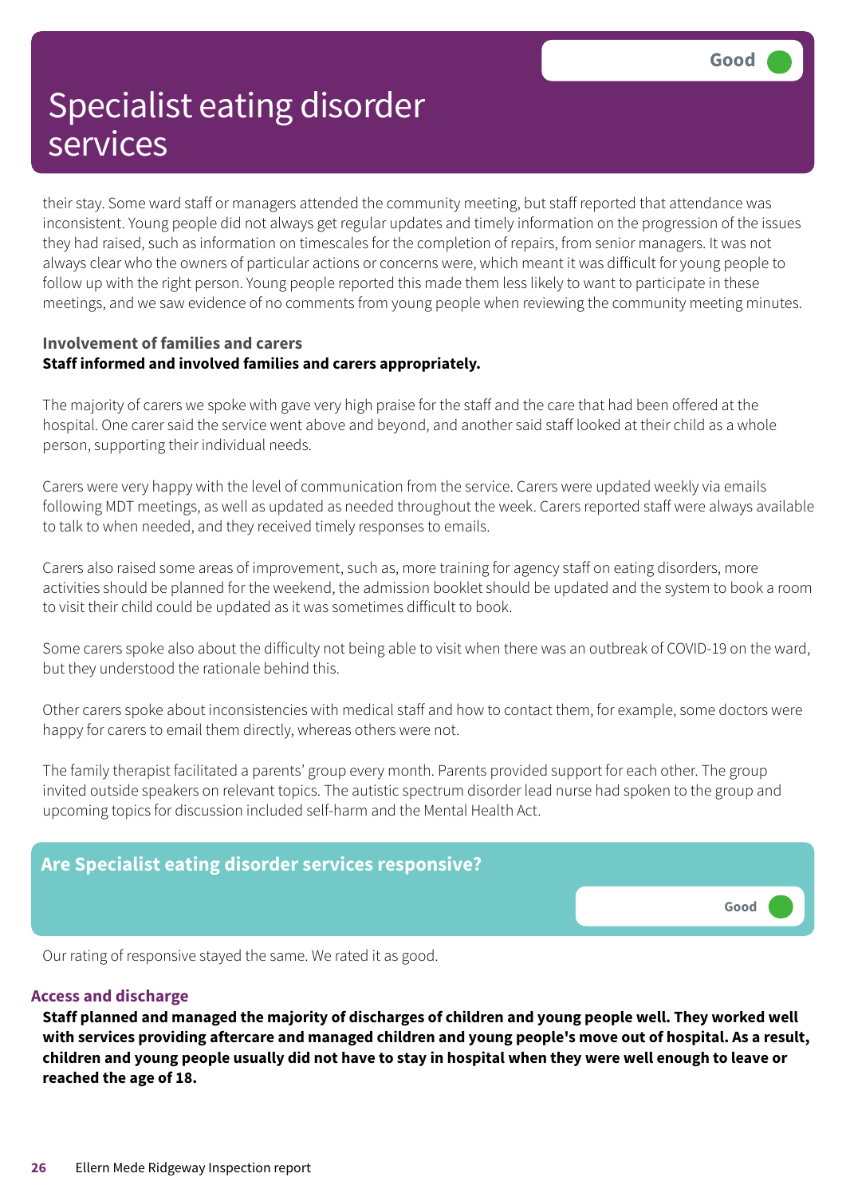Good

# Specialist eating disorder services

their stay. Some ward staff or managers attended the community meeting, but staff reported that attendance was inconsistent. Young people did not always get regular updates and timely information on the progression of the issues they had raised, such as information on timescales for the completion of repairs, from senior managers. It was not always clear who the owners of particular actions or concerns were, which meant it was difficult for young people to follow up with the right person. Young people reported this made them less likely to want to participate in these meetings, and we saw evidence of no comments from young people when reviewing the community meeting minutes.

### Involvement of families and carers

**Staff informed and involved families and carers appropriately.**

The majority of carers we spoke with gave very high praise for the staff and the care that had been offered at the hospital. One carer said the service went above and beyond, and another said staff looked at their child as a whole person, supporting their individual needs.

Carers were very happy with the level of communication from the service. Carers were updated weekly via emails following MDT meetings, as well as updated as needed throughout the week. Carers reported staff were always available to talk to when needed, and they received timely responses to emails.

Carers also raised some areas of improvement, such as, more training for agency staff on eating disorders, more activities should be planned for the weekend, the admission booklet should be updated and the system to book a room to visit their child could be updated as it was sometimes difficult to book.

Some carers spoke also about the difficulty not being able to visit when there was an outbreak of COVID-19 on the ward, but they understood the rationale behind this.

Other carers spoke about inconsistencies with medical staff and how to contact them, for example, some doctors were happy for carers to email them directly, whereas others were not.

The family therapist facilitated a parents' group every month. Parents provided support for each other. The group invited outside speakers on relevant topics. The autistic spectrum disorder lead nurse had spoken to the group and upcoming topics for discussion included self-harm and the Mental Health Act.

## Are Specialist eating disorder services responsive?

Good

Our rating of responsive stayed the same. We rated it as good.

### Access and discharge

**Staff planned and managed the majority of discharges of children and young people well. They worked well with services providing aftercare and managed children and young people's move out of hospital. As a result, children and young people usually did not have to stay in hospital when they were well enough to leave or reached the age of 18.**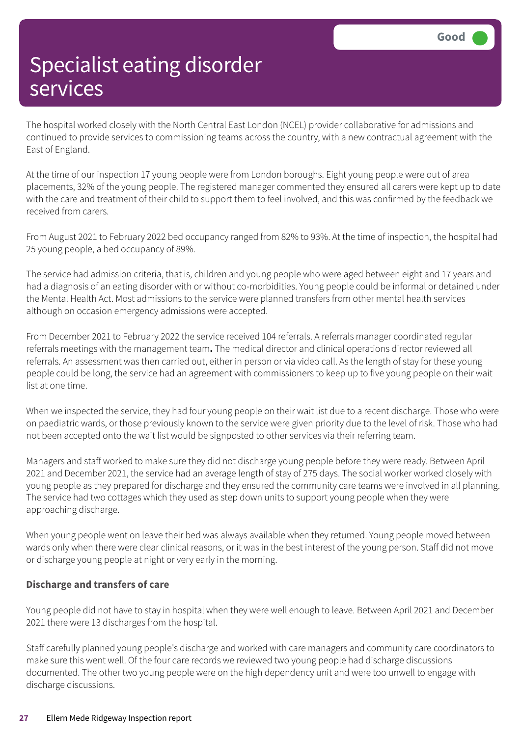# Specialist eating disorder services

Good

The hospital worked closely with the North Central East London (NCEL) provider collaborative for admissions and continued to provide services to commissioning teams across the country, with a new contractual agreement with the East of England.

At the time of our inspection 17 young people were from London boroughs. Eight young people were out of area placements, 32% of the young people. The registered manager commented they ensured all carers were kept up to date with the care and treatment of their child to support them to feel involved, and this was confirmed by the feedback we received from carers.

From August 2021 to February 2022 bed occupancy ranged from 82% to 93%. At the time of inspection, the hospital had 25 young people, a bed occupancy of 89%.

The service had admission criteria, that is, children and young people who were aged between eight and 17 years and had a diagnosis of an eating disorder with or without co-morbidities. Young people could be informal or detained under the Mental Health Act. Most admissions to the service were planned transfers from other mental health services although on occasion emergency admissions were accepted.

From December 2021 to February 2022 the service received 104 referrals. A referrals manager coordinated regular referrals meetings with the management team**.** The medical director and clinical operations director reviewed all referrals. An assessment was then carried out, either in person or via video call. As the length of stay for these young people could be long, the service had an agreement with commissioners to keep up to five young people on their wait list at one time.

When we inspected the service, they had four young people on their wait list due to a recent discharge. Those who were on paediatric wards, or those previously known to the service were given priority due to the level of risk. Those who had not been accepted onto the wait list would be signposted to other services via their referring team.

Managers and staff worked to make sure they did not discharge young people before they were ready. Between April 2021 and December 2021, the service had an average length of stay of 275 days. The social worker worked closely with young people as they prepared for discharge and they ensured the community care teams were involved in all planning. The service had two cottages which they used as step down units to support young people when they were approaching discharge.

When young people went on leave their bed was always available when they returned. Young people moved between wards only when there were clear clinical reasons, or it was in the best interest of the young person. Staff did not move or discharge young people at night or very early in the morning.

**Discharge and transfers of care**

Young people did not have to stay in hospital when they were well enough to leave. Between April 2021 and December 2021 there were 13 discharges from the hospital.

Staff carefully planned young people's discharge and worked with care managers and community care coordinators to make sure this went well. Of the four care records we reviewed two young people had discharge discussions documented. The other two young people were on the high dependency unit and were too unwell to engage with discharge discussions.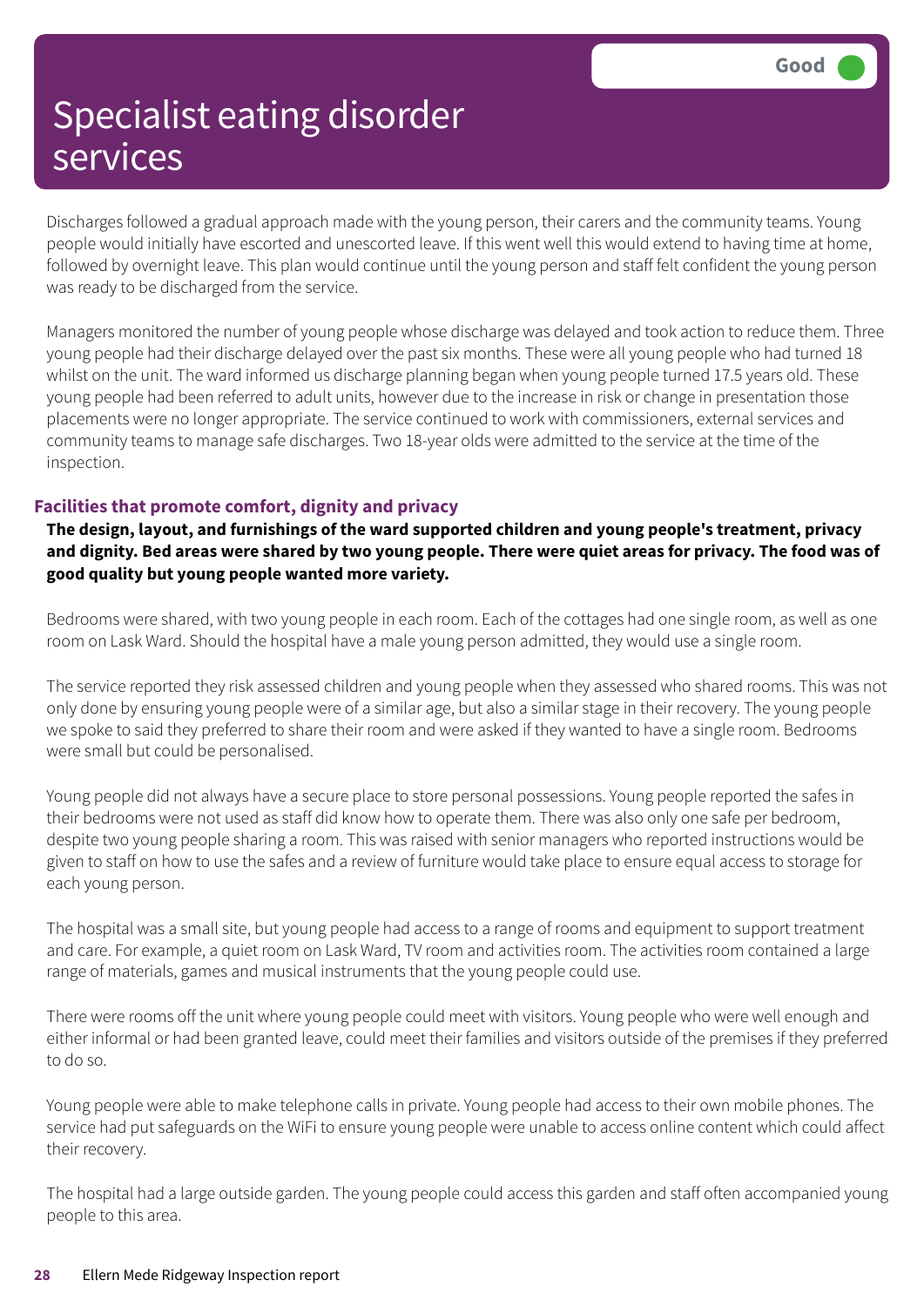# Specialist eating disorder services

Good

Discharges followed a gradual approach made with the young person, their carers and the community teams. Young people would initially have escorted and unescorted leave. If this went well this would extend to having time at home, followed by overnight leave. This plan would continue until the young person and staff felt confident the young person was ready to be discharged from the service.

Managers monitored the number of young people whose discharge was delayed and took action to reduce them. Three young people had their discharge delayed over the past six months. These were all young people who had turned 18 whilst on the unit. The ward informed us discharge planning began when young people turned 17.5 years old. These young people had been referred to adult units, however due to the increase in risk or change in presentation those placements were no longer appropriate. The service continued to work with commissioners, external services and community teams to manage safe discharges. Two 18-year olds were admitted to the service at the time of the inspection.

### Facilities that promote comfort, dignity and privacy

**The design, layout, and furnishings of the ward supported children and young people's treatment, privacy and dignity. Bed areas were shared by two young people. There were quiet areas for privacy. The food was of good quality but young people wanted more variety.**

Bedrooms were shared, with two young people in each room. Each of the cottages had one single room, as well as one room on Lask Ward. Should the hospital have a male young person admitted, they would use a single room.

The service reported they risk assessed children and young people when they assessed who shared rooms. This was not only done by ensuring young people were of a similar age, but also a similar stage in their recovery. The young people we spoke to said they preferred to share their room and were asked if they wanted to have a single room. Bedrooms were small but could be personalised.

Young people did not always have a secure place to store personal possessions. Young people reported the safes in their bedrooms were not used as staff did know how to operate them. There was also only one safe per bedroom, despite two young people sharing a room. This was raised with senior managers who reported instructions would be given to staff on how to use the safes and a review of furniture would take place to ensure equal access to storage for each young person.

The hospital was a small site, but young people had access to a range of rooms and equipment to support treatment and care. For example, a quiet room on Lask Ward, TV room and activities room. The activities room contained a large range of materials, games and musical instruments that the young people could use.

There were rooms off the unit where young people could meet with visitors. Young people who were well enough and either informal or had been granted leave, could meet their families and visitors outside of the premises if they preferred to do so.

Young people were able to make telephone calls in private. Young people had access to their own mobile phones. The service had put safeguards on the WiFi to ensure young people were unable to access online content which could affect their recovery.

The hospital had a large outside garden. The young people could access this garden and staff often accompanied young people to this area.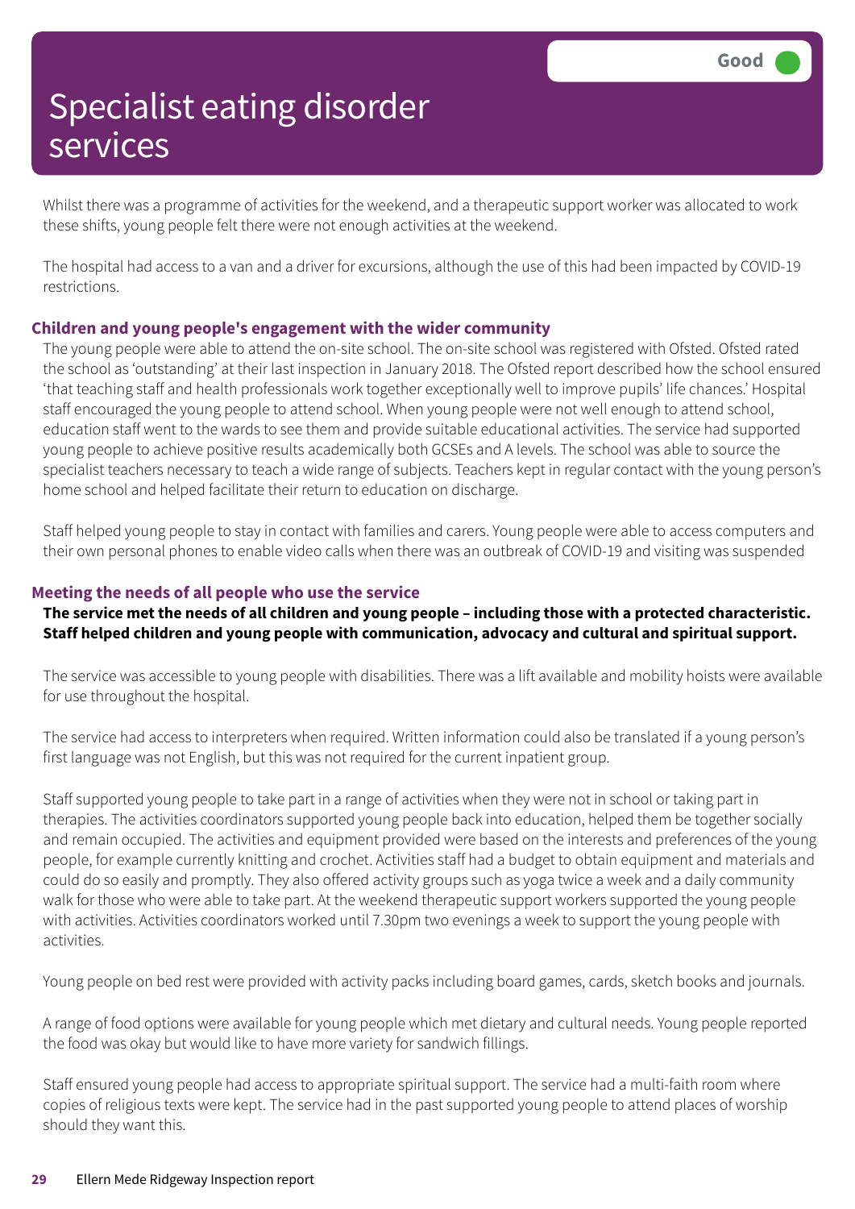# Specialist eating disorder services

Good

Whilst there was a programme of activities for the weekend, and a therapeutic support worker was allocated to work these shifts, young people felt there were not enough activities at the weekend.

The hospital had access to a van and a driver for excursions, although the use of this had been impacted by COVID-19 restrictions.

### Children and young people's engagement with the wider community

The young people were able to attend the on-site school. The on-site school was registered with Ofsted. Ofsted rated the school as 'outstanding' at their last inspection in January 2018. The Ofsted report described how the school ensured 'that teaching staff and health professionals work together exceptionally well to improve pupils' life chances.' Hospital staff encouraged the young people to attend school. When young people were not well enough to attend school, education staff went to the wards to see them and provide suitable educational activities. The service had supported young people to achieve positive results academically both GCSEs and A levels. The school was able to source the specialist teachers necessary to teach a wide range of subjects. Teachers kept in regular contact with the young person's home school and helped facilitate their return to education on discharge.

Staff helped young people to stay in contact with families and carers. Young people were able to access computers and their own personal phones to enable video calls when there was an outbreak of COVID-19 and visiting was suspended

### Meeting the needs of all people who use the service

**The service met the needs of all children and young people – including those with a protected characteristic. Staff helped children and young people with communication, advocacy and cultural and spiritual support.**

The service was accessible to young people with disabilities. There was a lift available and mobility hoists were available for use throughout the hospital.

The service had access to interpreters when required. Written information could also be translated if a young person's first language was not English, but this was not required for the current inpatient group.

Staff supported young people to take part in a range of activities when they were not in school or taking part in therapies. The activities coordinators supported young people back into education, helped them be together socially and remain occupied. The activities and equipment provided were based on the interests and preferences of the young people, for example currently knitting and crochet. Activities staff had a budget to obtain equipment and materials and could do so easily and promptly. They also offered activity groups such as yoga twice a week and a daily community walk for those who were able to take part. At the weekend therapeutic support workers supported the young people with activities. Activities coordinators worked until 7.30pm two evenings a week to support the young people with activities.

Young people on bed rest were provided with activity packs including board games, cards, sketch books and journals.

A range of food options were available for young people which met dietary and cultural needs. Young people reported the food was okay but would like to have more variety for sandwich fillings.

Staff ensured young people had access to appropriate spiritual support. The service had a multi-faith room where copies of religious texts were kept. The service had in the past supported young people to attend places of worship should they want this.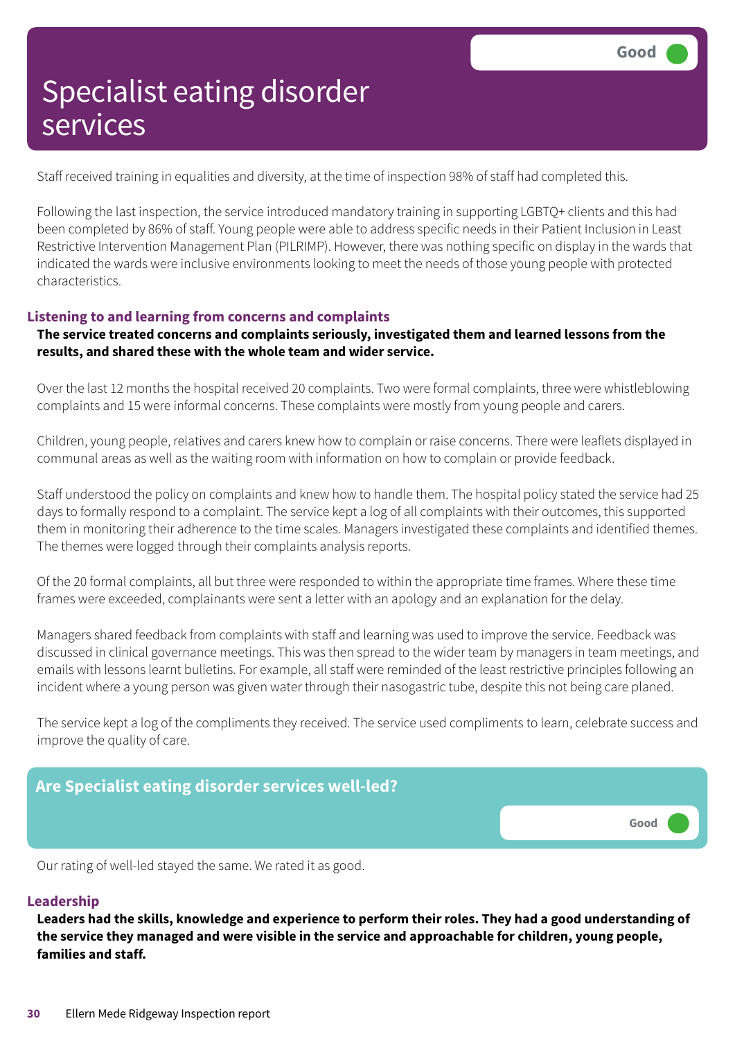# Specialist eating disorder services

Good

Staff received training in equalities and diversity, at the time of inspection 98% of staff had completed this.

Following the last inspection, the service introduced mandatory training in supporting LGBTQ+ clients and this had been completed by 86% of staff. Young people were able to address specific needs in their Patient Inclusion in Least Restrictive Intervention Management Plan (PILRIMP). However, there was nothing specific on display in the wards that indicated the wards were inclusive environments looking to meet the needs of those young people with protected characteristics.

### Listening to and learning from concerns and complaints

**The service treated concerns and complaints seriously, investigated them and learned lessons from the results, and shared these with the whole team and wider service.**

Over the last 12 months the hospital received 20 complaints. Two were formal complaints, three were whistleblowing complaints and 15 were informal concerns. These complaints were mostly from young people and carers.

Children, young people, relatives and carers knew how to complain or raise concerns. There were leaflets displayed in communal areas as well as the waiting room with information on how to complain or provide feedback.

Staff understood the policy on complaints and knew how to handle them. The hospital policy stated the service had 25 days to formally respond to a complaint. The service kept a log of all complaints with their outcomes, this supported them in monitoring their adherence to the time scales. Managers investigated these complaints and identified themes. The themes were logged through their complaints analysis reports.

Of the 20 formal complaints, all but three were responded to within the appropriate time frames. Where these time frames were exceeded, complainants were sent a letter with an apology and an explanation for the delay.

Managers shared feedback from complaints with staff and learning was used to improve the service. Feedback was discussed in clinical governance meetings. This was then spread to the wider team by managers in team meetings, and emails with lessons learnt bulletins. For example, all staff were reminded of the least restrictive principles following an incident where a young person was given water through their nasogastric tube, despite this not being care planed.

The service kept a log of the compliments they received. The service used compliments to learn, celebrate success and improve the quality of care.

## Are Specialist eating disorder services well-led?

Good

Our rating of well-led stayed the same. We rated it as good.

### Leadership

**Leaders had the skills, knowledge and experience to perform their roles. They had a good understanding of the service they managed and were visible in the service and approachable for children, young people, families and staff.**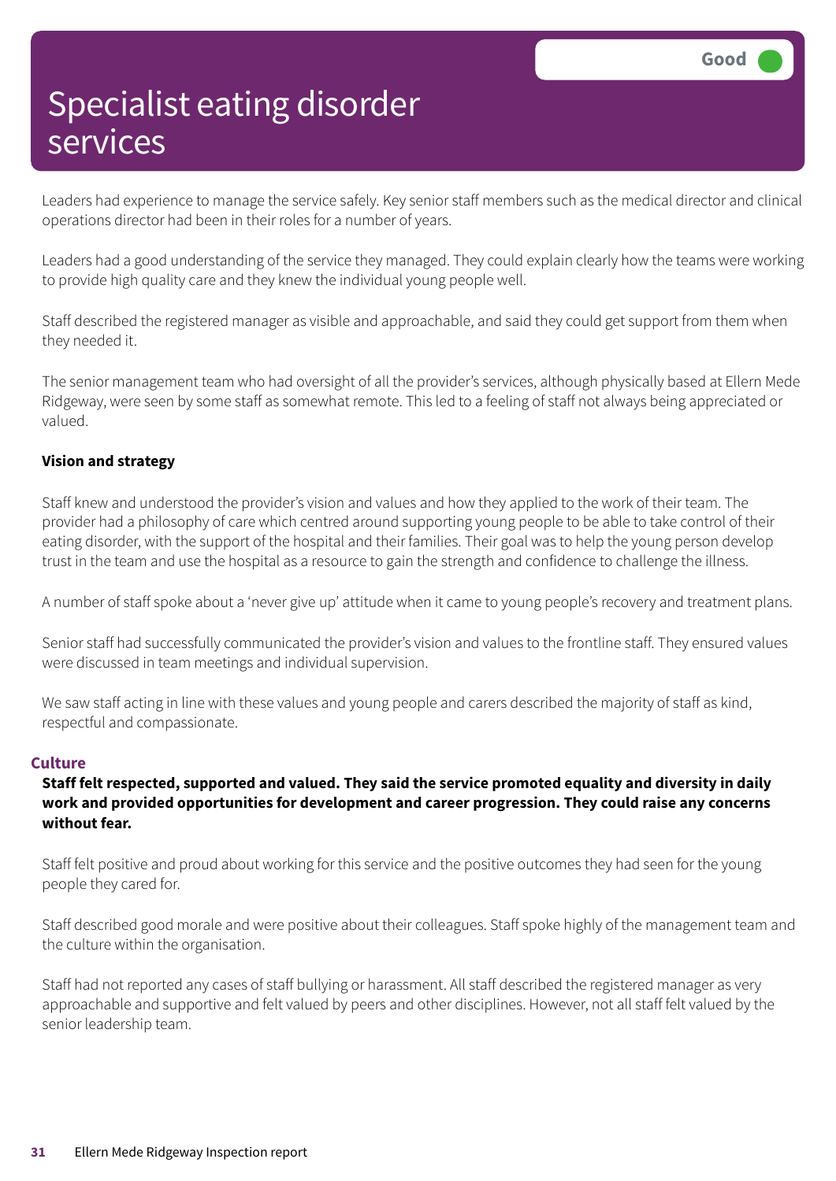# Specialist eating disorder services

Good

Leaders had experience to manage the service safely. Key senior staff members such as the medical director and clinical operations director had been in their roles for a number of years.

Leaders had a good understanding of the service they managed. They could explain clearly how the teams were working to provide high quality care and they knew the individual young people well.

Staff described the registered manager as visible and approachable, and said they could get support from them when they needed it.

The senior management team who had oversight of all the provider's services, although physically based at Ellern Mede Ridgeway, were seen by some staff as somewhat remote. This led to a feeling of staff not always being appreciated or valued.

**Vision and strategy**

Staff knew and understood the provider's vision and values and how they applied to the work of their team. The provider had a philosophy of care which centred around supporting young people to be able to take control of their eating disorder, with the support of the hospital and their families. Their goal was to help the young person develop trust in the team and use the hospital as a resource to gain the strength and confidence to challenge the illness.

A number of staff spoke about a 'never give up' attitude when it came to young people's recovery and treatment plans.

Senior staff had successfully communicated the provider's vision and values to the frontline staff. They ensured values were discussed in team meetings and individual supervision.

We saw staff acting in line with these values and young people and carers described the majority of staff as kind, respectful and compassionate.

## Culture

**Staff felt respected, supported and valued. They said the service promoted equality and diversity in daily work and provided opportunities for development and career progression. They could raise any concerns without fear.**

Staff felt positive and proud about working for this service and the positive outcomes they had seen for the young people they cared for.

Staff described good morale and were positive about their colleagues. Staff spoke highly of the management team and the culture within the organisation.

Staff had not reported any cases of staff bullying or harassment. All staff described the registered manager as very approachable and supportive and felt valued by peers and other disciplines. However, not all staff felt valued by the senior leadership team.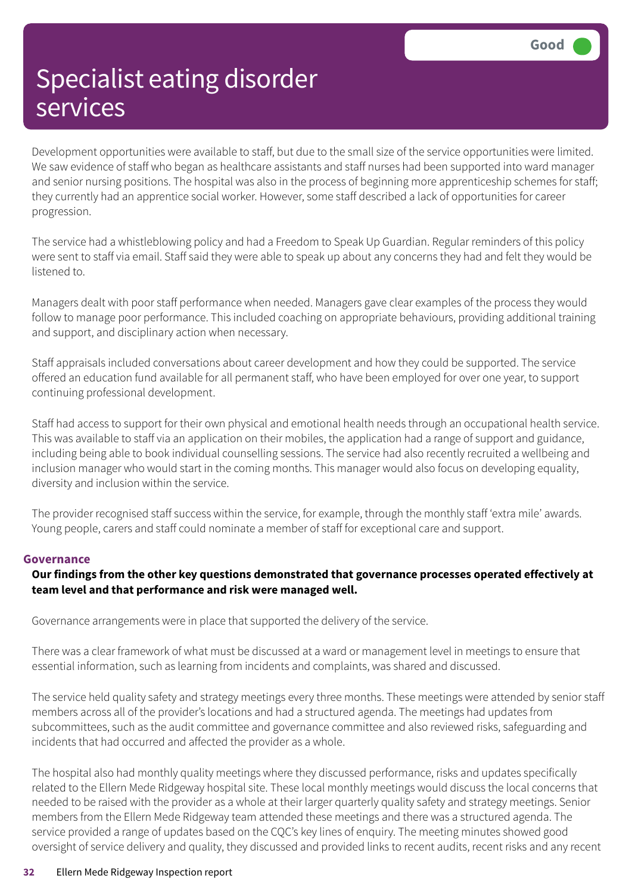# Specialist eating disorder services

Good

Development opportunities were available to staff, but due to the small size of the service opportunities were limited. We saw evidence of staff who began as healthcare assistants and staff nurses had been supported into ward manager and senior nursing positions. The hospital was also in the process of beginning more apprenticeship schemes for staff; they currently had an apprentice social worker. However, some staff described a lack of opportunities for career progression.

The service had a whistleblowing policy and had a Freedom to Speak Up Guardian. Regular reminders of this policy were sent to staff via email. Staff said they were able to speak up about any concerns they had and felt they would be listened to.

Managers dealt with poor staff performance when needed. Managers gave clear examples of the process they would follow to manage poor performance. This included coaching on appropriate behaviours, providing additional training and support, and disciplinary action when necessary.

Staff appraisals included conversations about career development and how they could be supported. The service offered an education fund available for all permanent staff, who have been employed for over one year, to support continuing professional development.

Staff had access to support for their own physical and emotional health needs through an occupational health service. This was available to staff via an application on their mobiles, the application had a range of support and guidance, including being able to book individual counselling sessions. The service had also recently recruited a wellbeing and inclusion manager who would start in the coming months. This manager would also focus on developing equality, diversity and inclusion within the service.

The provider recognised staff success within the service, for example, through the monthly staff 'extra mile' awards. Young people, carers and staff could nominate a member of staff for exceptional care and support.

## Governance

**Our findings from the other key questions demonstrated that governance processes operated effectively at team level and that performance and risk were managed well.**

Governance arrangements were in place that supported the delivery of the service.

There was a clear framework of what must be discussed at a ward or management level in meetings to ensure that essential information, such as learning from incidents and complaints, was shared and discussed.

The service held quality safety and strategy meetings every three months. These meetings were attended by senior staff members across all of the provider's locations and had a structured agenda. The meetings had updates from subcommittees, such as the audit committee and governance committee and also reviewed risks, safeguarding and incidents that had occurred and affected the provider as a whole.

The hospital also had monthly quality meetings where they discussed performance, risks and updates specifically related to the Ellern Mede Ridgeway hospital site. These local monthly meetings would discuss the local concerns that needed to be raised with the provider as a whole at their larger quarterly quality safety and strategy meetings. Senior members from the Ellern Mede Ridgeway team attended these meetings and there was a structured agenda. The service provided a range of updates based on the CQC's key lines of enquiry. The meeting minutes showed good oversight of service delivery and quality, they discussed and provided links to recent audits, recent risks and any recent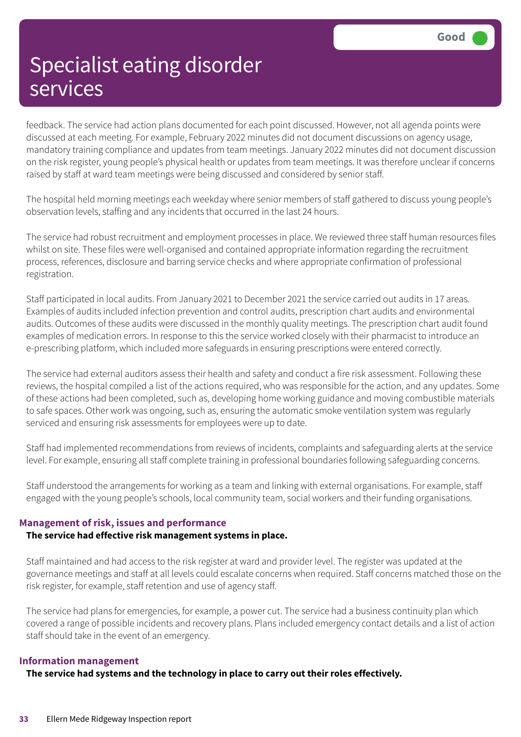feedback. The service had action plans documented for each point discussed. However, not all agenda points were discussed at each meeting. For example, February 2022 minutes did not document discussions on agency usage, mandatory training compliance and updates from team meetings. January 2022 minutes did not document discussion on the risk register, young people's physical health or updates from team meetings. It was therefore unclear if concerns raised by staff at ward team meetings were being discussed and considered by senior staff.

The hospital held morning meetings each weekday where senior members of staff gathered to discuss young people's observation levels, staffing and any incidents that occurred in the last 24 hours.

The service had robust recruitment and employment processes in place. We reviewed three staff human resources files whilst on site. These files were well-organised and contained appropriate information regarding the recruitment process, references, disclosure and barring service checks and where appropriate confirmation of professional registration.

Staff participated in local audits. From January 2021 to December 2021 the service carried out audits in 17 areas. Examples of audits included infection prevention and control audits, prescription chart audits and environmental audits. Outcomes of these audits were discussed in the monthly quality meetings. The prescription chart audit found examples of medication errors. In response to this the service worked closely with their pharmacist to introduce an e-prescribing platform, which included more safeguards in ensuring prescriptions were entered correctly.

The service had external auditors assess their health and safety and conduct a fire risk assessment. Following these reviews, the hospital compiled a list of the actions required, who was responsible for the action, and any updates. Some of these actions had been completed, such as, developing home working guidance and moving combustible materials to safe spaces. Other work was ongoing, such as, ensuring the automatic smoke ventilation system was regularly serviced and ensuring risk assessments for employees were up to date.

Staff had implemented recommendations from reviews of incidents, complaints and safeguarding alerts at the service level. For example, ensuring all staff complete training in professional boundaries following safeguarding concerns.

Staff understood the arrangements for working as a team and linking with external organisations. For example, staff engaged with the young people's schools, local community team, social workers and their funding organisations.

### Management of risk, issues and performance

**The service had effective risk management systems in place.**

Staff maintained and had access to the risk register at ward and provider level. The register was updated at the governance meetings and staff at all levels could escalate concerns when required. Staff concerns matched those on the risk register, for example, staff retention and use of agency staff.

The service had plans for emergencies, for example, a power cut. The service had a business continuity plan which covered a range of possible incidents and recovery plans. Plans included emergency contact details and a list of action staff should take in the event of an emergency.

### Information management

**The service had systems and the technology in place to carry out their roles effectively.**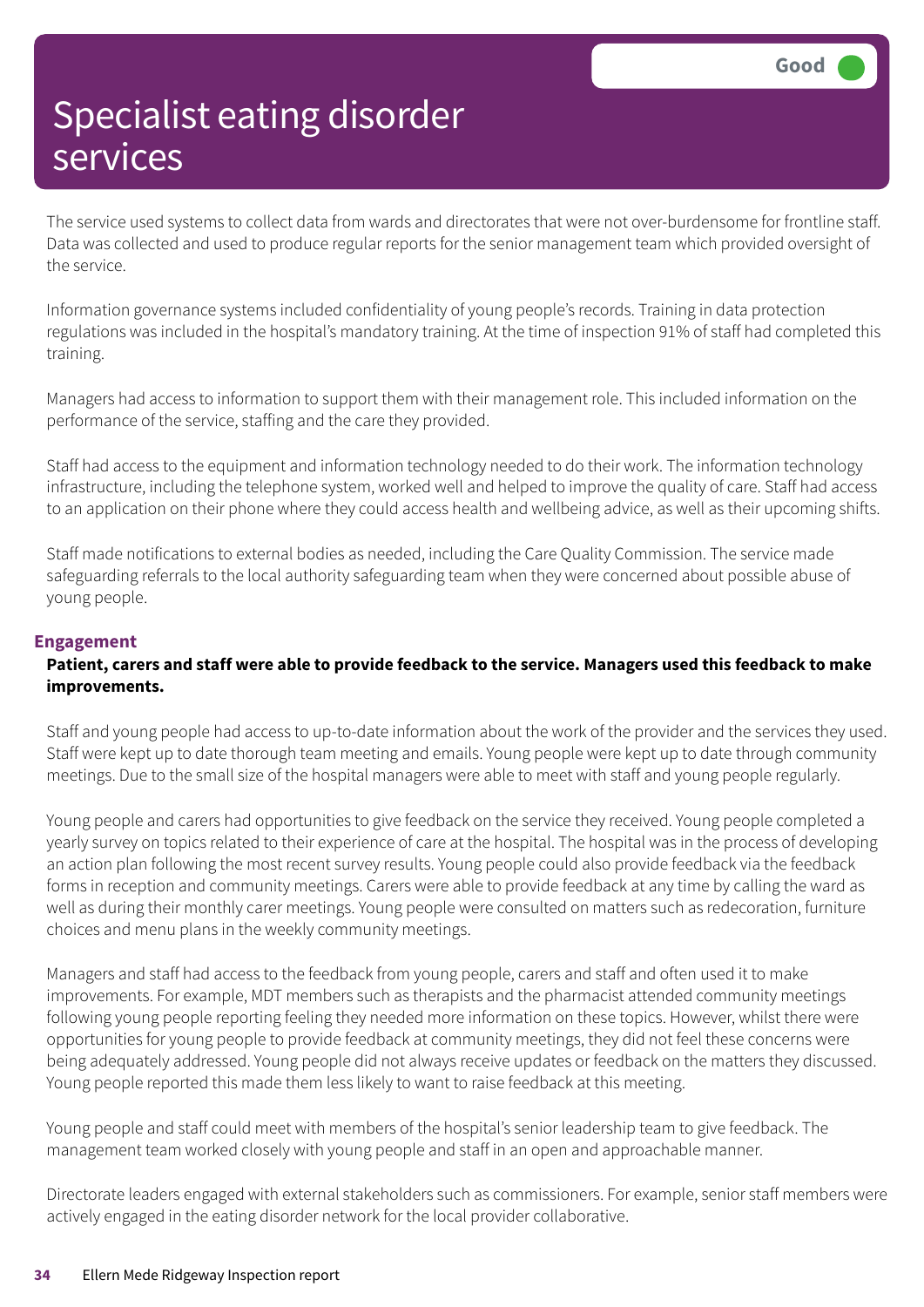# Specialist eating disorder services

Good

The service used systems to collect data from wards and directorates that were not over-burdensome for frontline staff. Data was collected and used to produce regular reports for the senior management team which provided oversight of the service.

Information governance systems included confidentiality of young people's records. Training in data protection regulations was included in the hospital's mandatory training. At the time of inspection 91% of staff had completed this training.

Managers had access to information to support them with their management role. This included information on the performance of the service, staffing and the care they provided.

Staff had access to the equipment and information technology needed to do their work. The information technology infrastructure, including the telephone system, worked well and helped to improve the quality of care. Staff had access to an application on their phone where they could access health and wellbeing advice, as well as their upcoming shifts.

Staff made notifications to external bodies as needed, including the Care Quality Commission. The service made safeguarding referrals to the local authority safeguarding team when they were concerned about possible abuse of young people.

### Engagement

**Patient, carers and staff were able to provide feedback to the service. Managers used this feedback to make improvements.**

Staff and young people had access to up-to-date information about the work of the provider and the services they used. Staff were kept up to date thorough team meeting and emails. Young people were kept up to date through community meetings. Due to the small size of the hospital managers were able to meet with staff and young people regularly.

Young people and carers had opportunities to give feedback on the service they received. Young people completed a yearly survey on topics related to their experience of care at the hospital. The hospital was in the process of developing an action plan following the most recent survey results. Young people could also provide feedback via the feedback forms in reception and community meetings. Carers were able to provide feedback at any time by calling the ward as well as during their monthly carer meetings. Young people were consulted on matters such as redecoration, furniture choices and menu plans in the weekly community meetings.

Managers and staff had access to the feedback from young people, carers and staff and often used it to make improvements. For example, MDT members such as therapists and the pharmacist attended community meetings following young people reporting feeling they needed more information on these topics. However, whilst there were opportunities for young people to provide feedback at community meetings, they did not feel these concerns were being adequately addressed. Young people did not always receive updates or feedback on the matters they discussed. Young people reported this made them less likely to want to raise feedback at this meeting.

Young people and staff could meet with members of the hospital's senior leadership team to give feedback. The management team worked closely with young people and staff in an open and approachable manner.

Directorate leaders engaged with external stakeholders such as commissioners. For example, senior staff members were actively engaged in the eating disorder network for the local provider collaborative.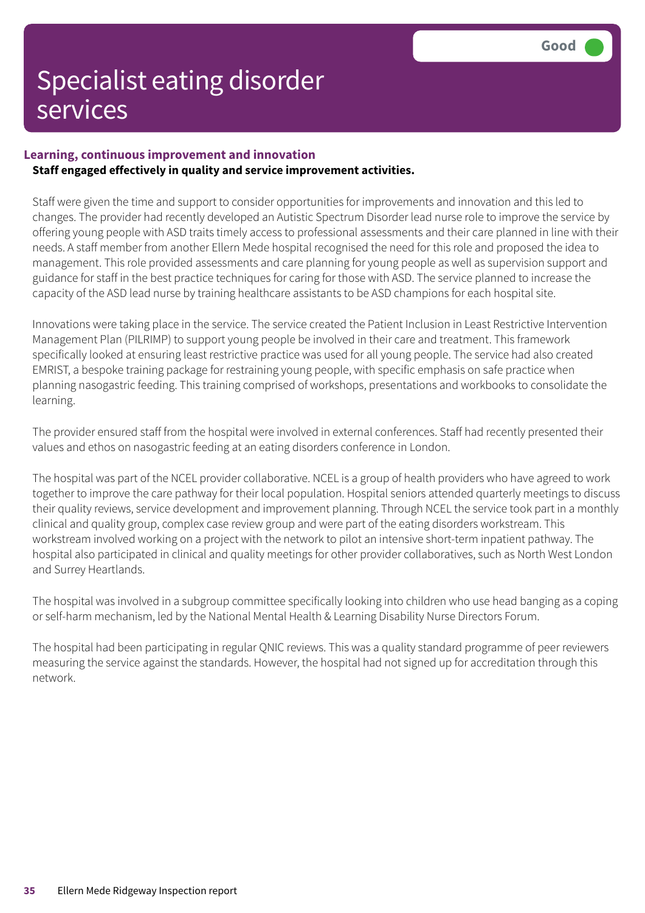# Specialist eating disorder services

Good

## Learning, continuous improvement and innovation

**Staff engaged effectively in quality and service improvement activities.**

Staff were given the time and support to consider opportunities for improvements and innovation and this led to changes. The provider had recently developed an Autistic Spectrum Disorder lead nurse role to improve the service by offering young people with ASD traits timely access to professional assessments and their care planned in line with their needs. A staff member from another Ellern Mede hospital recognised the need for this role and proposed the idea to management. This role provided assessments and care planning for young people as well as supervision support and guidance for staff in the best practice techniques for caring for those with ASD. The service planned to increase the capacity of the ASD lead nurse by training healthcare assistants to be ASD champions for each hospital site.

Innovations were taking place in the service. The service created the Patient Inclusion in Least Restrictive Intervention Management Plan (PILRIMP) to support young people be involved in their care and treatment. This framework specifically looked at ensuring least restrictive practice was used for all young people. The service had also created EMRIST, a bespoke training package for restraining young people, with specific emphasis on safe practice when planning nasogastric feeding. This training comprised of workshops, presentations and workbooks to consolidate the learning.

The provider ensured staff from the hospital were involved in external conferences. Staff had recently presented their values and ethos on nasogastric feeding at an eating disorders conference in London.

The hospital was part of the NCEL provider collaborative. NCEL is a group of health providers who have agreed to work together to improve the care pathway for their local population. Hospital seniors attended quarterly meetings to discuss their quality reviews, service development and improvement planning. Through NCEL the service took part in a monthly clinical and quality group, complex case review group and were part of the eating disorders workstream. This workstream involved working on a project with the network to pilot an intensive short-term inpatient pathway. The hospital also participated in clinical and quality meetings for other provider collaboratives, such as North West London and Surrey Heartlands.

The hospital was involved in a subgroup committee specifically looking into children who use head banging as a coping or self-harm mechanism, led by the National Mental Health & Learning Disability Nurse Directors Forum.

The hospital had been participating in regular QNIC reviews. This was a quality standard programme of peer reviewers measuring the service against the standards. However, the hospital had not signed up for accreditation through this network.